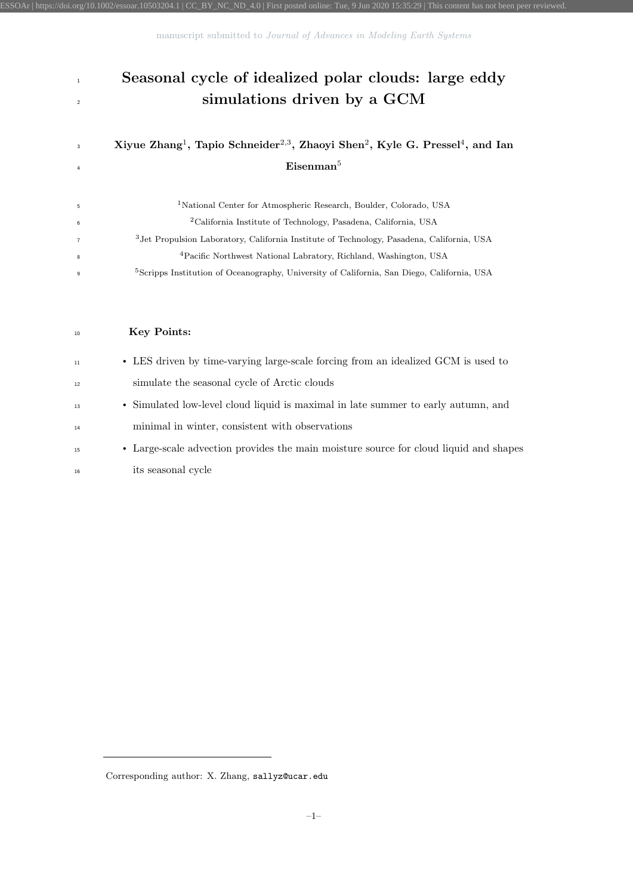# Seasonal cycle of idealized polar clouds: large eddy simulations driven by a GCM

**Xiyue Zhang[1], Tapio Schneider[2,3], Zhaoyi Shen[2], Kyle G. Pressel[4], and Ian Eisenman[5]**

[1]National Center for Atmospheric Research, Boulder, Colorado, USA
[2]California Institute of Technology, Pasadena, California, USA
[3]Jet Propulsion Laboratory, California Institute of Technology, Pasadena, California, USA
[4]Pacific Northwest National Labratory, Richland, Washington, USA
[5]Scripps Institution of Oceanography, University of California, San Diego, California, USA

## Key Points:

- LES driven by time-varying large-scale forcing from an idealized GCM is used to simulate the seasonal cycle of Arctic clouds
- Simulated low-level cloud liquid is maximal in late summer to early autumn, and minimal in winter, consistent with observations
- Large-scale advection provides the main moisture source for cloud liquid and shapes its seasonal cycle

Corresponding author: X. Zhang, sallyz@ucar.edu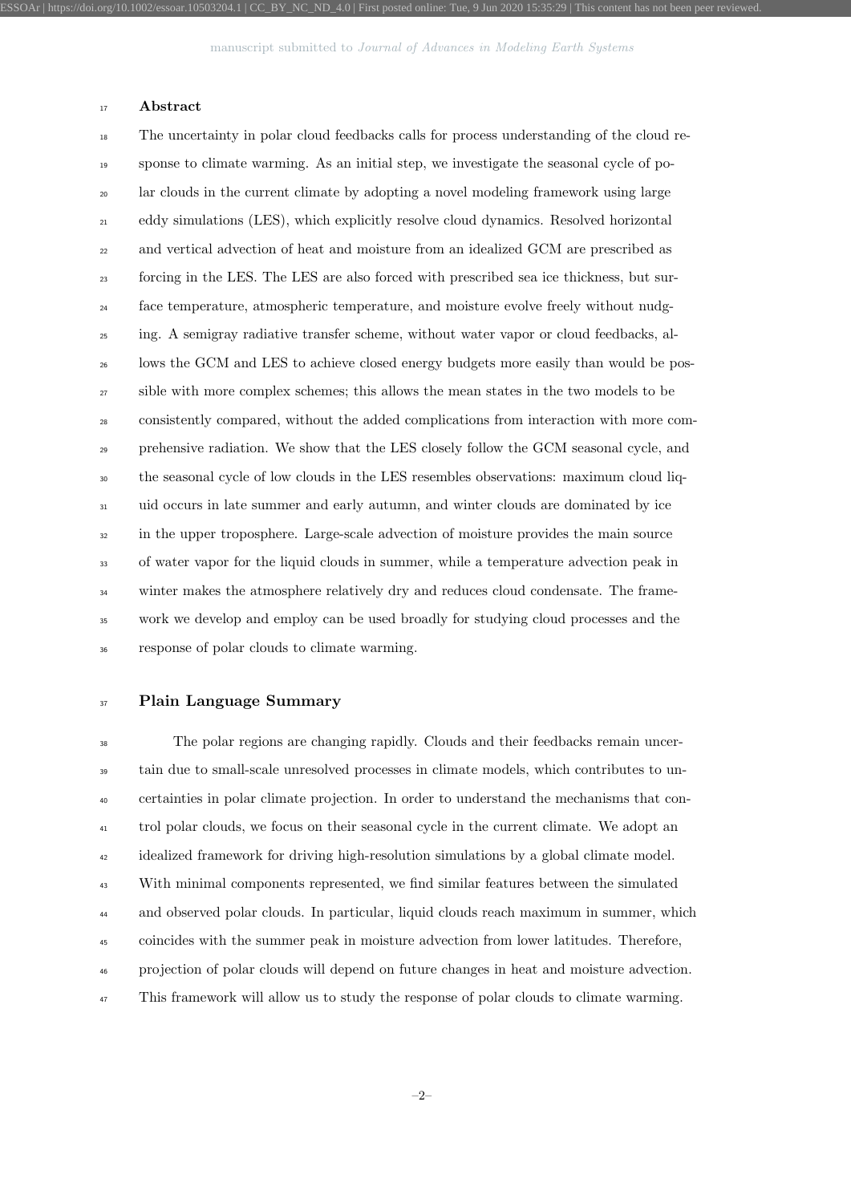## Abstract

The uncertainty in polar cloud feedbacks calls for process understanding of the cloud response to climate warming. As an initial step, we investigate the seasonal cycle of polar clouds in the current climate by adopting a novel modeling framework using large eddy simulations (LES), which explicitly resolve cloud dynamics. Resolved horizontal and vertical advection of heat and moisture from an idealized GCM are prescribed as forcing in the LES. The LES are also forced with prescribed sea ice thickness, but surface temperature, atmospheric temperature, and moisture evolve freely without nudging. A semigray radiative transfer scheme, without water vapor or cloud feedbacks, allows the GCM and LES to achieve closed energy budgets more easily than would be possible with more complex schemes; this allows the mean states in the two models to be consistently compared, without the added complications from interaction with more comprehensive radiation. We show that the LES closely follow the GCM seasonal cycle, and the seasonal cycle of low clouds in the LES resembles observations: maximum cloud liquid occurs in late summer and early autumn, and winter clouds are dominated by ice in the upper troposphere. Large-scale advection of moisture provides the main source of water vapor for the liquid clouds in summer, while a temperature advection peak in winter makes the atmosphere relatively dry and reduces cloud condensate. The framework we develop and employ can be used broadly for studying cloud processes and the response of polar clouds to climate warming.

## Plain Language Summary

The polar regions are changing rapidly. Clouds and their feedbacks remain uncertain due to small-scale unresolved processes in climate models, which contributes to uncertainties in polar climate projection. In order to understand the mechanisms that control polar clouds, we focus on their seasonal cycle in the current climate. We adopt an idealized framework for driving high-resolution simulations by a global climate model. With minimal components represented, we find similar features between the simulated and observed polar clouds. In particular, liquid clouds reach maximum in summer, which coincides with the summer peak in moisture advection from lower latitudes. Therefore, projection of polar clouds will depend on future changes in heat and moisture advection. This framework will allow us to study the response of polar clouds to climate warming.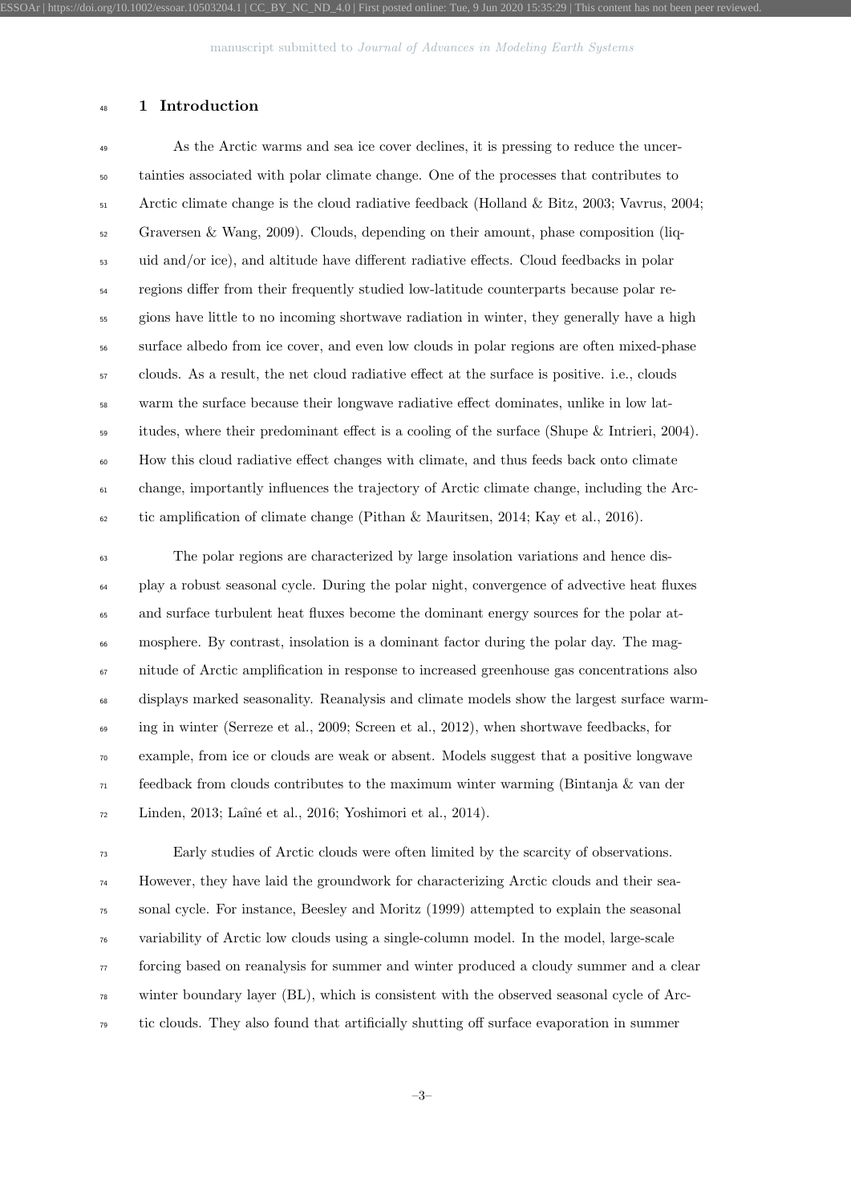# 1 Introduction

As the Arctic warms and sea ice cover declines, it is pressing to reduce the uncertainties associated with polar climate change. One of the processes that contributes to Arctic climate change is the cloud radiative feedback (Holland & Bitz, 2003; Vavrus, 2004; Graversen & Wang, 2009). Clouds, depending on their amount, phase composition (liquid and/or ice), and altitude have different radiative effects. Cloud feedbacks in polar regions differ from their frequently studied low-latitude counterparts because polar regions have little to no incoming shortwave radiation in winter, they generally have a high surface albedo from ice cover, and even low clouds in polar regions are often mixed-phase clouds. As a result, the net cloud radiative effect at the surface is positive. i.e., clouds warm the surface because their longwave radiative effect dominates, unlike in low latitudes, where their predominant effect is a cooling of the surface (Shupe & Intrieri, 2004). How this cloud radiative effect changes with climate, and thus feeds back onto climate change, importantly influences the trajectory of Arctic climate change, including the Arctic amplification of climate change (Pithan & Mauritsen, 2014; Kay et al., 2016).

The polar regions are characterized by large insolation variations and hence display a robust seasonal cycle. During the polar night, convergence of advective heat fluxes and surface turbulent heat fluxes become the dominant energy sources for the polar atmosphere. By contrast, insolation is a dominant factor during the polar day. The magnitude of Arctic amplification in response to increased greenhouse gas concentrations also displays marked seasonality. Reanalysis and climate models show the largest surface warming in winter (Serreze et al., 2009; Screen et al., 2012), when shortwave feedbacks, for example, from ice or clouds are weak or absent. Models suggest that a positive longwave feedback from clouds contributes to the maximum winter warming (Bintanja & van der Linden, 2013; Laîné et al., 2016; Yoshimori et al., 2014).

Early studies of Arctic clouds were often limited by the scarcity of observations. However, they have laid the groundwork for characterizing Arctic clouds and their seasonal cycle. For instance, Beesley and Moritz (1999) attempted to explain the seasonal variability of Arctic low clouds using a single-column model. In the model, large-scale forcing based on reanalysis for summer and winter produced a cloudy summer and a clear winter boundary layer (BL), which is consistent with the observed seasonal cycle of Arctic clouds. They also found that artificially shutting off surface evaporation in summer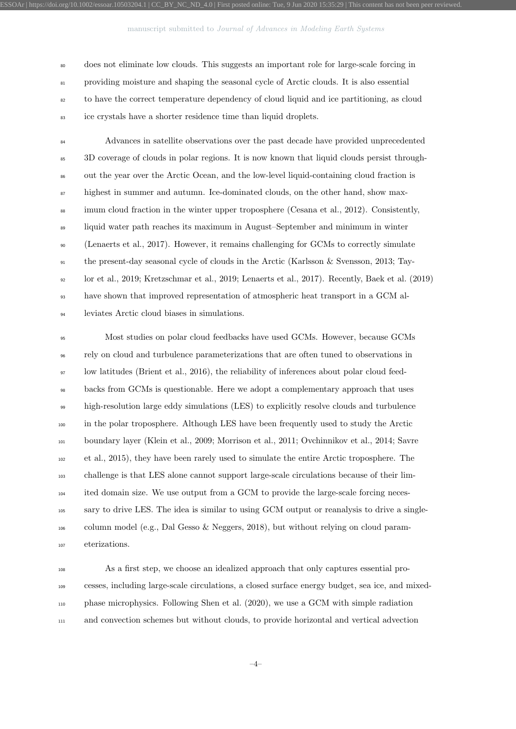does not eliminate low clouds. This suggests an important role for large-scale forcing in providing moisture and shaping the seasonal cycle of Arctic clouds. It is also essential to have the correct temperature dependency of cloud liquid and ice partitioning, as cloud ice crystals have a shorter residence time than liquid droplets.

Advances in satellite observations over the past decade have provided unprecedented 3D coverage of clouds in polar regions. It is now known that liquid clouds persist throughout the year over the Arctic Ocean, and the low-level liquid-containing cloud fraction is highest in summer and autumn. Ice-dominated clouds, on the other hand, show maximum cloud fraction in the winter upper troposphere (Cesana et al., 2012). Consistently, liquid water path reaches its maximum in August–September and minimum in winter (Lenaerts et al., 2017). However, it remains challenging for GCMs to correctly simulate the present-day seasonal cycle of clouds in the Arctic (Karlsson & Svensson, 2013; Taylor et al., 2019; Kretzschmar et al., 2019; Lenaerts et al., 2017). Recently, Baek et al. (2019) have shown that improved representation of atmospheric heat transport in a GCM alleviates Arctic cloud biases in simulations.

Most studies on polar cloud feedbacks have used GCMs. However, because GCMs rely on cloud and turbulence parameterizations that are often tuned to observations in low latitudes (Brient et al., 2016), the reliability of inferences about polar cloud feedbacks from GCMs is questionable. Here we adopt a complementary approach that uses high-resolution large eddy simulations (LES) to explicitly resolve clouds and turbulence in the polar troposphere. Although LES have been frequently used to study the Arctic boundary layer (Klein et al., 2009; Morrison et al., 2011; Ovchinnikov et al., 2014; Savre et al., 2015), they have been rarely used to simulate the entire Arctic troposphere. The challenge is that LES alone cannot support large-scale circulations because of their limited domain size. We use output from a GCM to provide the large-scale forcing necessary to drive LES. The idea is similar to using GCM output or reanalysis to drive a single-column model (e.g., Dal Gesso & Neggers, 2018), but without relying on cloud parameterizations.

As a first step, we choose an idealized approach that only captures essential processes, including large-scale circulations, a closed surface energy budget, sea ice, and mixed-phase microphysics. Following Shen et al. (2020), we use a GCM with simple radiation and convection schemes but without clouds, to provide horizontal and vertical advection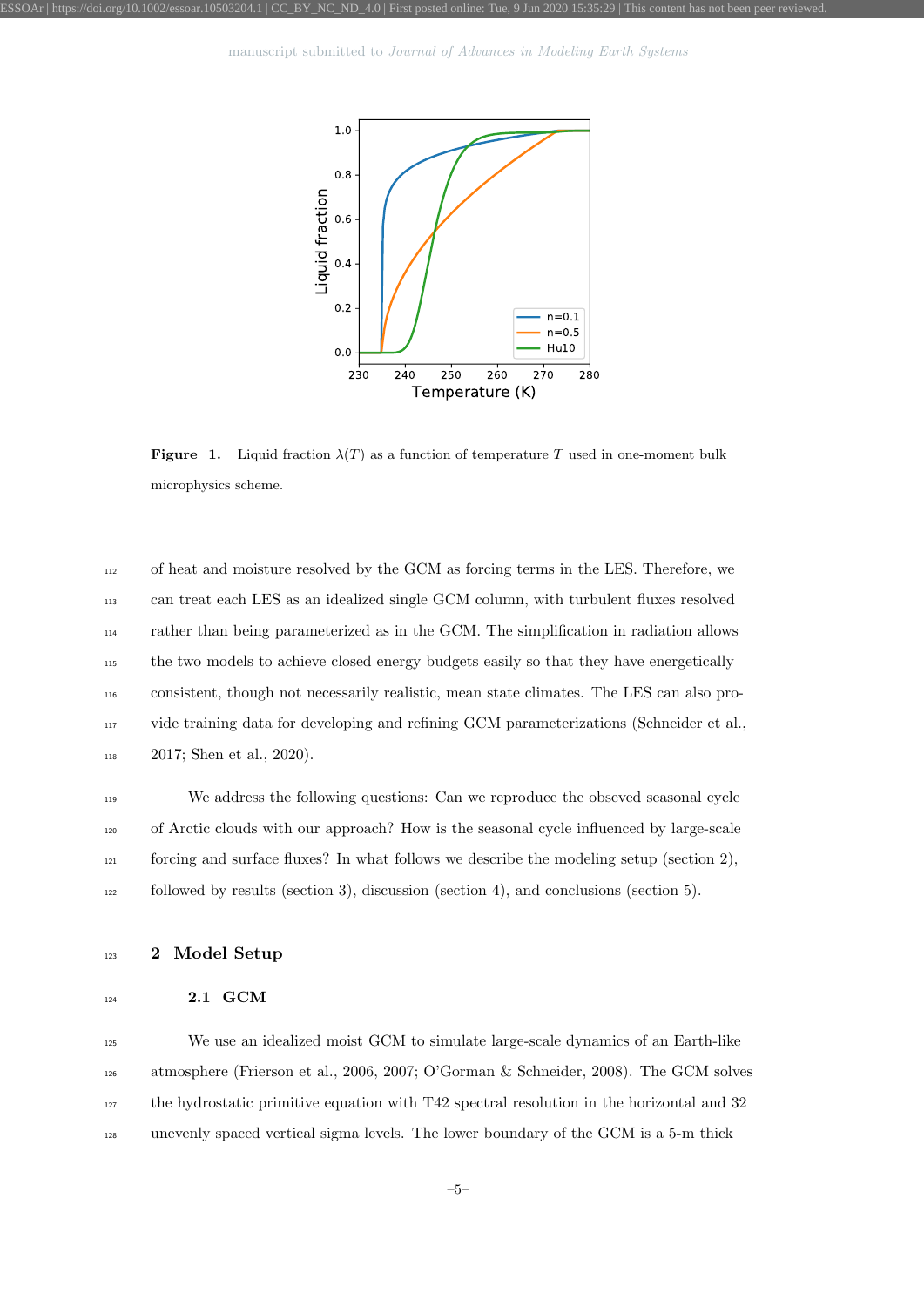1.0
0.8
0.6
0.4
0.2
0.0
Liquid fraction
230
240
250
260
270
280
Temperature (K)
n=0.1
n=0.5
Hu10

**Figure 1.** Liquid fraction $\lambda(T)$ as a function of temperature $T$ used in one-moment bulk microphysics scheme.

of heat and moisture resolved by the GCM as forcing terms in the LES. Therefore, we can treat each LES as an idealized single GCM column, with turbulent fluxes resolved rather than being parameterized as in the GCM. The simplification in radiation allows the two models to achieve closed energy budgets easily so that they have energetically consistent, though not necessarily realistic, mean state climates. The LES can also provide training data for developing and refining GCM parameterizations (Schneider et al., 2017; Shen et al., 2020).

We address the following questions: Can we reproduce the obseved seasonal cycle of Arctic clouds with our approach? How is the seasonal cycle influenced by large-scale forcing and surface fluxes? In what follows we describe the modeling setup (section 2), followed by results (section 3), discussion (section 4), and conclusions (section 5).

## 2 Model Setup

### 2.1 GCM

We use an idealized moist GCM to simulate large-scale dynamics of an Earth-like atmosphere (Frierson et al., 2006, 2007; O'Gorman & Schneider, 2008). The GCM solves the hydrostatic primitive equation with T42 spectral resolution in the horizontal and 32 unevenly spaced vertical sigma levels. The lower boundary of the GCM is a 5-m thick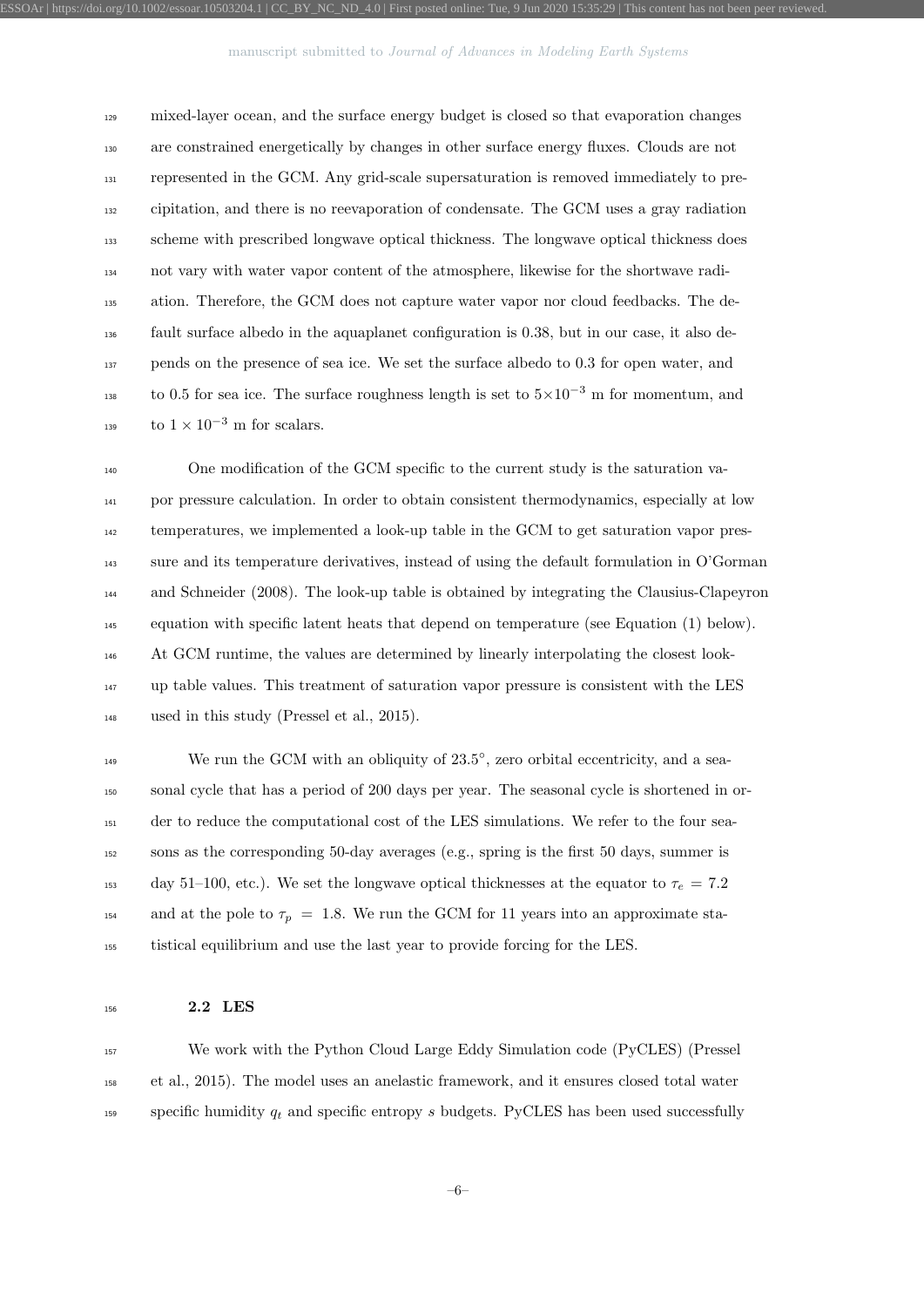mixed-layer ocean, and the surface energy budget is closed so that evaporation changes are constrained energetically by changes in other surface energy fluxes. Clouds are not represented in the GCM. Any grid-scale supersaturation is removed immediately to precipitation, and there is no reevaporation of condensate. The GCM uses a gray radiation scheme with prescribed longwave optical thickness. The longwave optical thickness does not vary with water vapor content of the atmosphere, likewise for the shortwave radiation. Therefore, the GCM does not capture water vapor nor cloud feedbacks. The default surface albedo in the aquaplanet configuration is 0.38, but in our case, it also depends on the presence of sea ice. We set the surface albedo to 0.3 for open water, and to 0.5 for sea ice. The surface roughness length is set to $5\times10^{-3}$ m for momentum, and to $1 \times 10^{-3}$ m for scalars.

One modification of the GCM specific to the current study is the saturation vapor pressure calculation. In order to obtain consistent thermodynamics, especially at low temperatures, we implemented a look-up table in the GCM to get saturation vapor pressure and its temperature derivatives, instead of using the default formulation in O'Gorman and Schneider (2008). The look-up table is obtained by integrating the Clausius-Clapeyron equation with specific latent heats that depend on temperature (see Equation (1) below). At GCM runtime, the values are determined by linearly interpolating the closest look-up table values. This treatment of saturation vapor pressure is consistent with the LES used in this study (Pressel et al., 2015).

We run the GCM with an obliquity of 23.5°, zero orbital eccentricity, and a seasonal cycle that has a period of 200 days per year. The seasonal cycle is shortened in order to reduce the computational cost of the LES simulations. We refer to the four seasons as the corresponding 50-day averages (e.g., spring is the first 50 days, summer is day 51–100, etc.). We set the longwave optical thicknesses at the equator to $\tau_e = 7.2$ and at the pole to $\tau_p = 1.8$. We run the GCM for 11 years into an approximate statistical equilibrium and use the last year to provide forcing for the LES.

### 2.2 LES

We work with the Python Cloud Large Eddy Simulation code (PyCLES) (Pressel et al., 2015). The model uses an anelastic framework, and it ensures closed total water specific humidity $q_t$ and specific entropy $s$ budgets. PyCLES has been used successfully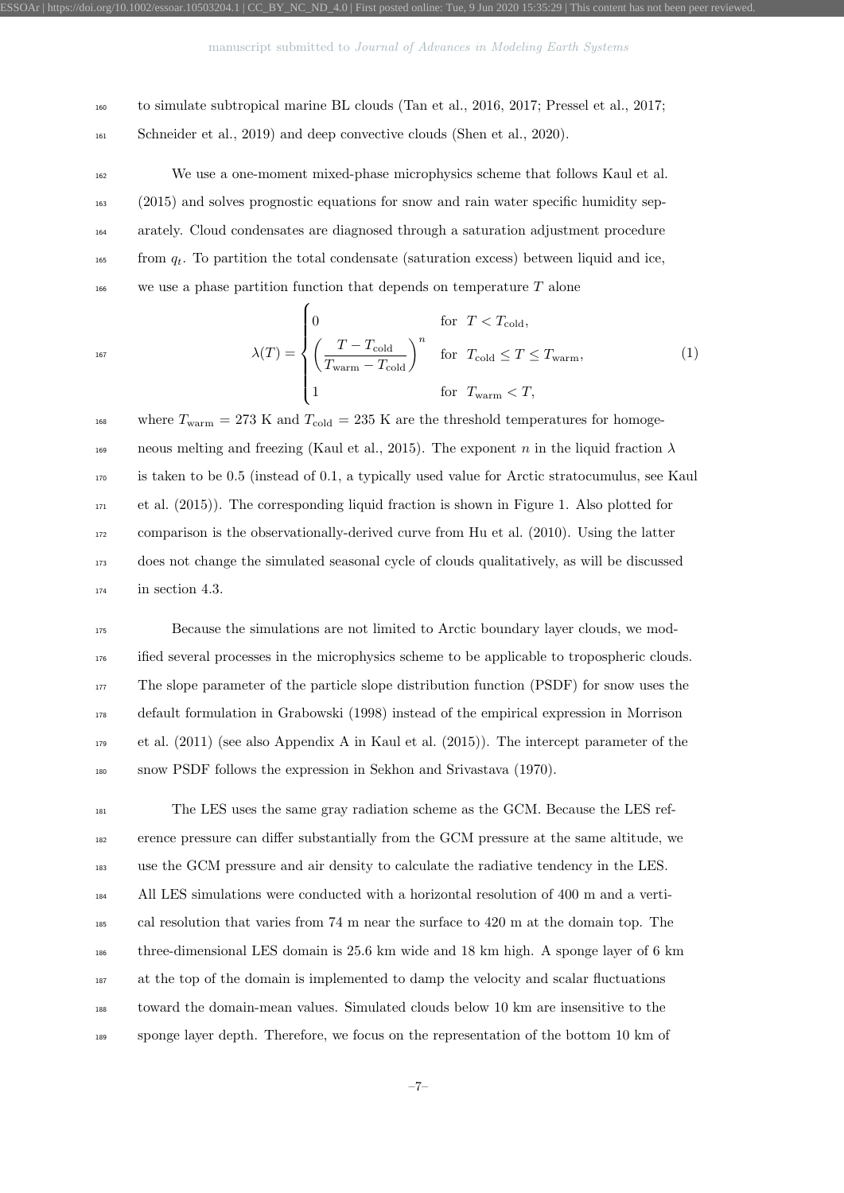to simulate subtropical marine BL clouds (Tan et al., 2016, 2017; Pressel et al., 2017; Schneider et al., 2019) and deep convective clouds (Shen et al., 2020).

We use a one-moment mixed-phase microphysics scheme that follows Kaul et al. (2015) and solves prognostic equations for snow and rain water specific humidity separately. Cloud condensates are diagnosed through a saturation adjustment procedure from $q_t$. To partition the total condensate (saturation excess) between liquid and ice, we use a phase partition function that depends on temperature $T$ alone

$$\lambda(T) = \begin{cases} 0 & \text{for } T < T_{\text{cold}}, \\ \left( \dfrac{T - T_{\text{cold}}}{T_{\text{warm}} - T_{\text{cold}}} \right)^n & \text{for } T_{\text{cold}} \leq T \leq T_{\text{warm}}, \\ 1 & \text{for } T_{\text{warm}} < T, \end{cases} \tag{1}$$

where $T_{\text{warm}} = 273$ K and $T_{\text{cold}} = 235$ K are the threshold temperatures for homogeneous melting and freezing (Kaul et al., 2015). The exponent $n$ in the liquid fraction $\lambda$ is taken to be 0.5 (instead of 0.1, a typically used value for Arctic stratocumulus, see Kaul et al. (2015)). The corresponding liquid fraction is shown in Figure 1. Also plotted for comparison is the observationally-derived curve from Hu et al. (2010). Using the latter does not change the simulated seasonal cycle of clouds qualitatively, as will be discussed in section 4.3.

Because the simulations are not limited to Arctic boundary layer clouds, we modified several processes in the microphysics scheme to be applicable to tropospheric clouds. The slope parameter of the particle slope distribution function (PSDF) for snow uses the default formulation in Grabowski (1998) instead of the empirical expression in Morrison et al. (2011) (see also Appendix A in Kaul et al. (2015)). The intercept parameter of the snow PSDF follows the expression in Sekhon and Srivastava (1970).

The LES uses the same gray radiation scheme as the GCM. Because the LES reference pressure can differ substantially from the GCM pressure at the same altitude, we use the GCM pressure and air density to calculate the radiative tendency in the LES. All LES simulations were conducted with a horizontal resolution of 400 m and a vertical resolution that varies from 74 m near the surface to 420 m at the domain top. The three-dimensional LES domain is 25.6 km wide and 18 km high. A sponge layer of 6 km at the top of the domain is implemented to damp the velocity and scalar fluctuations toward the domain-mean values. Simulated clouds below 10 km are insensitive to the sponge layer depth. Therefore, we focus on the representation of the bottom 10 km of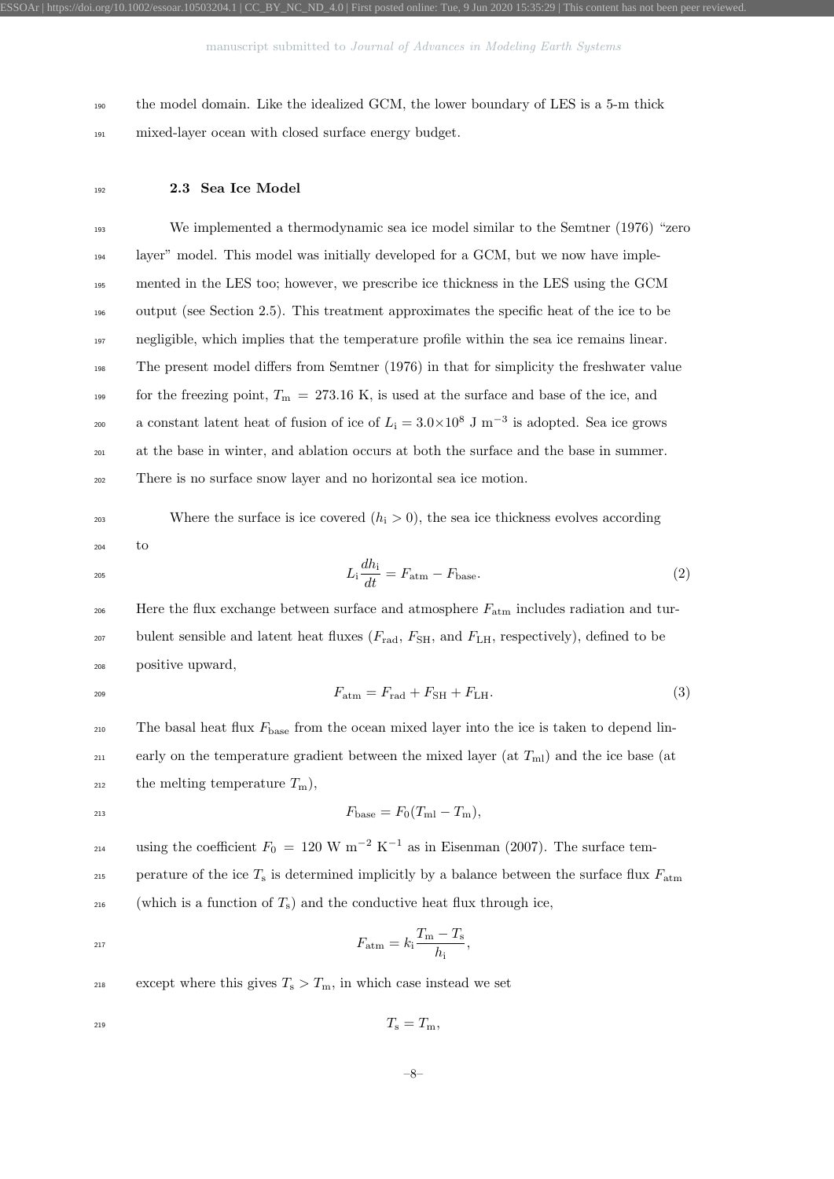the model domain. Like the idealized GCM, the lower boundary of LES is a 5-m thick mixed-layer ocean with closed surface energy budget.

### 2.3 Sea Ice Model

We implemented a thermodynamic sea ice model similar to the Semtner (1976) "zero layer" model. This model was initially developed for a GCM, but we now have implemented in the LES too; however, we prescribe ice thickness in the LES using the GCM output (see Section 2.5). This treatment approximates the specific heat of the ice to be negligible, which implies that the temperature profile within the sea ice remains linear. The present model differs from Semtner (1976) in that for simplicity the freshwater value for the freezing point, $T_{\mathrm{m}} = 273.16$ K, is used at the surface and base of the ice, and a constant latent heat of fusion of ice of $L_{\mathrm{i}} = 3.0 \times 10^{8}$ J m$^{-3}$ is adopted. Sea ice grows at the base in winter, and ablation occurs at both the surface and the base in summer. There is no surface snow layer and no horizontal sea ice motion.

Where the surface is ice covered ($h_{\mathrm{i}} > 0$), the sea ice thickness evolves according to

$$L_{\mathrm{i}} \frac{dh_{\mathrm{i}}}{dt} = F_{\mathrm{atm}} - F_{\mathrm{base}}. \tag{2}$$

Here the flux exchange between surface and atmosphere $F_{\mathrm{atm}}$ includes radiation and turbulent sensible and latent heat fluxes ($F_{\mathrm{rad}}$, $F_{\mathrm{SH}}$, and $F_{\mathrm{LH}}$, respectively), defined to be positive upward,

$$F_{\mathrm{atm}} = F_{\mathrm{rad}} + F_{\mathrm{SH}} + F_{\mathrm{LH}}. \tag{3}$$

The basal heat flux $F_{\mathrm{base}}$ from the ocean mixed layer into the ice is taken to depend linearly on the temperature gradient between the mixed layer (at $T_{\mathrm{ml}}$) and the ice base (at the melting temperature $T_{\mathrm{m}}$),

$$F_{\mathrm{base}} = F_0 (T_{\mathrm{ml}} - T_{\mathrm{m}}),$$

using the coefficient $F_0 = 120$ W m$^{-2}$ K$^{-1}$ as in Eisenman (2007). The surface temperature of the ice $T_{\mathrm{s}}$ is determined implicitly by a balance between the surface flux $F_{\mathrm{atm}}$ (which is a function of $T_{\mathrm{s}}$) and the conductive heat flux through ice,

$$F_{\mathrm{atm}} = k_{\mathrm{i}} \frac{T_{\mathrm{m}} - T_{\mathrm{s}}}{h_{\mathrm{i}}},$$

except where this gives $T_{\mathrm{s}} > T_{\mathrm{m}}$, in which case instead we set

$$T_{\mathrm{s}} = T_{\mathrm{m}},$$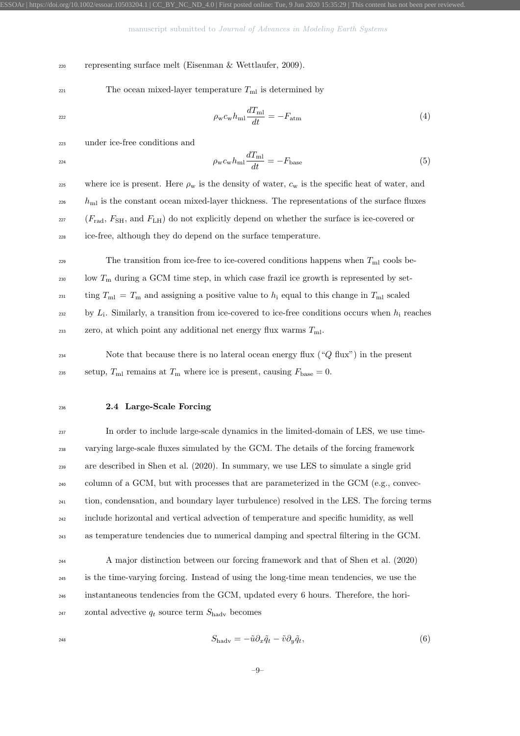representing surface melt (Eisenman & Wettlaufer, 2009).

The ocean mixed-layer temperature $T_{\mathrm{ml}}$ is determined by

$$\rho_{\mathrm{w}} c_{\mathrm{w}} h_{\mathrm{ml}} \frac{dT_{\mathrm{ml}}}{dt} = -F_{\mathrm{atm}} \tag{4}$$

under ice-free conditions and

$$\rho_{\mathrm{w}} c_{\mathrm{w}} h_{\mathrm{ml}} \frac{dT_{\mathrm{ml}}}{dt} = -F_{\mathrm{base}} \tag{5}$$

where ice is present. Here $\rho_{\mathrm{w}}$ is the density of water, $c_{\mathrm{w}}$ is the specific heat of water, and $h_{\mathrm{ml}}$ is the constant ocean mixed-layer thickness. The representations of the surface fluxes ($F_{\mathrm{rad}}$, $F_{\mathrm{SH}}$, and $F_{\mathrm{LH}}$) do not explicitly depend on whether the surface is ice-covered or ice-free, although they do depend on the surface temperature.

The transition from ice-free to ice-covered conditions happens when $T_{\mathrm{ml}}$ cools below $T_{\mathrm{m}}$ during a GCM time step, in which case frazil ice growth is represented by setting $T_{\mathrm{ml}} = T_{\mathrm{m}}$ and assigning a positive value to $h_{\mathrm{i}}$ equal to this change in $T_{\mathrm{ml}}$ scaled by $L_{\mathrm{i}}$. Similarly, a transition from ice-covered to ice-free conditions occurs when $h_{\mathrm{i}}$ reaches zero, at which point any additional net energy flux warms $T_{\mathrm{ml}}$.

Note that because there is no lateral ocean energy flux ("$Q$ flux") in the present setup, $T_{\mathrm{ml}}$ remains at $T_{\mathrm{m}}$ where ice is present, causing $F_{\mathrm{base}} = 0$.

### 2.4 Large-Scale Forcing

In order to include large-scale dynamics in the limited-domain of LES, we use time-varying large-scale fluxes simulated by the GCM. The details of the forcing framework are described in Shen et al. (2020). In summary, we use LES to simulate a single grid column of a GCM, but with processes that are parameterized in the GCM (e.g., convection, condensation, and boundary layer turbulence) resolved in the LES. The forcing terms include horizontal and vertical advection of temperature and specific humidity, as well as temperature tendencies due to numerical damping and spectral filtering in the GCM.

A major distinction between our forcing framework and that of Shen et al. (2020) is the time-varying forcing. Instead of using the long-time mean tendencies, we use the instantaneous tendencies from the GCM, updated every 6 hours. Therefore, the horizontal advective $q_t$ source term $S_{\mathrm{hadv}}$ becomes

$$S_{\mathrm{hadv}} = -\tilde{u}\partial_x \tilde{q}_t - \tilde{v}\partial_y \tilde{q}_t, \tag{6}$$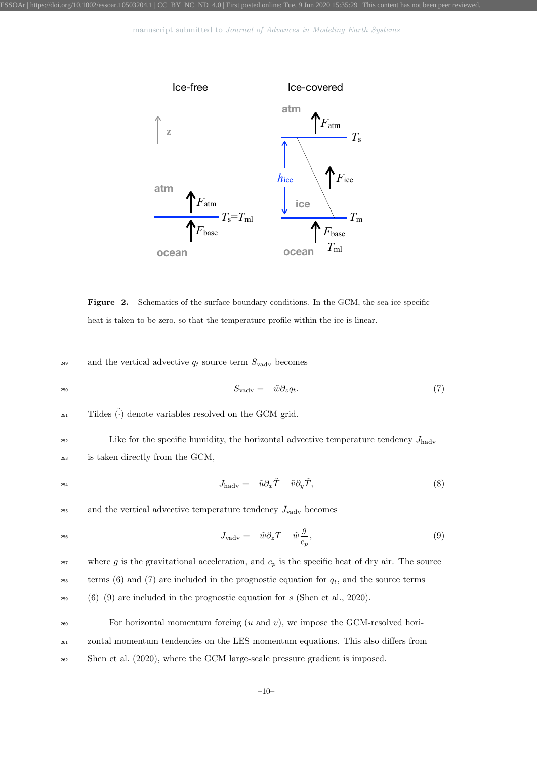Ice-free

Ice-covered

z

atm

$F_{\text{atm}}$

$T_{\text{s}}=T_{\text{ml}}$

$F_{\text{base}}$

ocean

atm

$F_{\text{atm}}$

$T_{\text{s}}$

$h_{\text{ice}}$

$F_{\text{ice}}$

ice

$T_{\text{m}}$

$F_{\text{base}}$

ocean

$T_{\text{ml}}$

**Figure 2.** Schematics of the surface boundary conditions. In the GCM, the sea ice specific heat is taken to be zero, so that the temperature profile within the ice is linear.

and the vertical advective $q_t$ source term $S_{\text{vadv}}$ becomes

$$S_{\text{vadv}} = -\tilde{w}\partial_z q_t. \tag{7}$$

Tildes $\tilde{(\cdot)}$ denote variables resolved on the GCM grid.

Like for the specific humidity, the horizontal advective temperature tendency $J_{\text{hadv}}$ is taken directly from the GCM,

$$J_{\text{hadv}} = -\tilde{u}\partial_x \tilde{T} - \tilde{v}\partial_y \tilde{T}, \tag{8}$$

and the vertical advective temperature tendency $J_{\text{vadv}}$ becomes

$$J_{\text{vadv}} = -\tilde{w}\partial_z T - \tilde{w}\frac{g}{c_p}, \tag{9}$$

where $g$ is the gravitational acceleration, and $c_p$ is the specific heat of dry air. The source terms (6) and (7) are included in the prognostic equation for $q_t$, and the source terms (6)–(9) are included in the prognostic equation for $s$ (Shen et al., 2020).

For horizontal momentum forcing ($u$ and $v$), we impose the GCM-resolved horizontal momentum tendencies on the LES momentum equations. This also differs from Shen et al. (2020), where the GCM large-scale pressure gradient is imposed.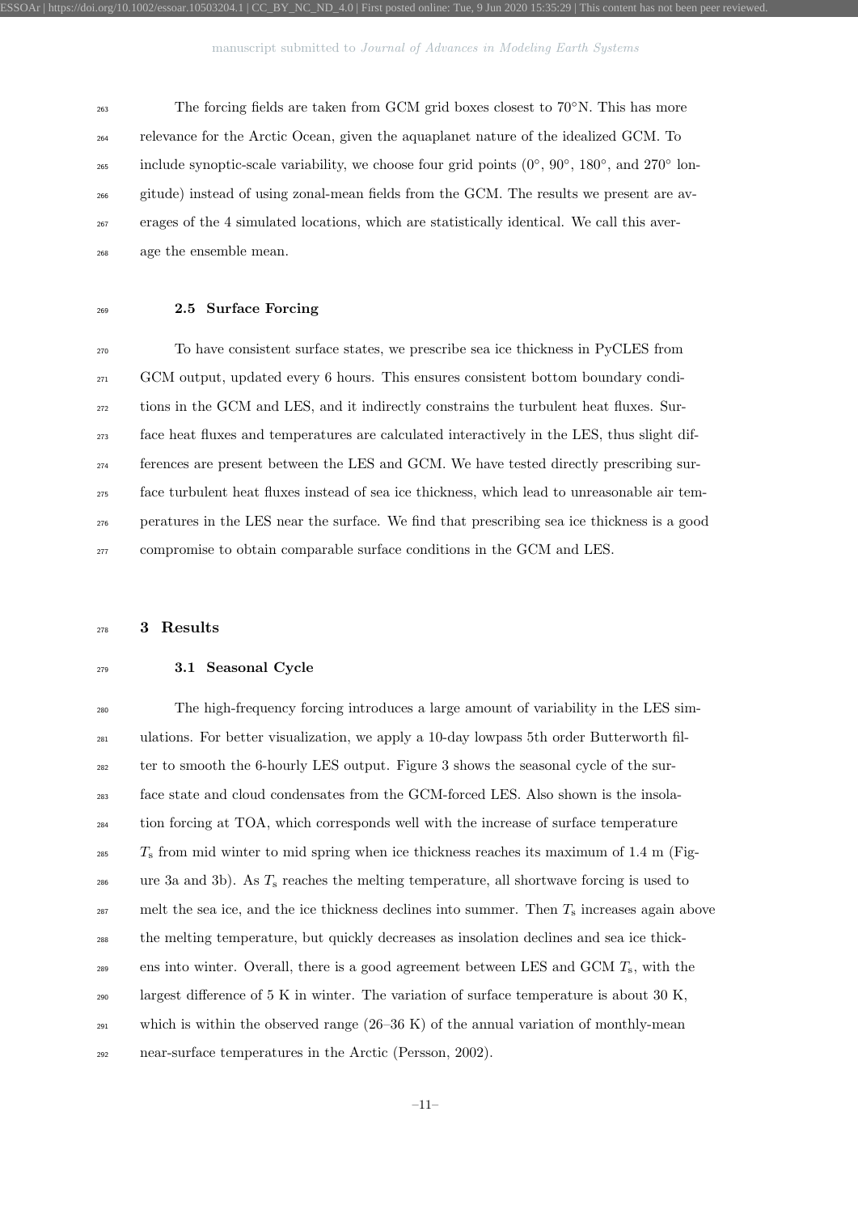The forcing fields are taken from GCM grid boxes closest to 70°N. This has more relevance for the Arctic Ocean, given the aquaplanet nature of the idealized GCM. To include synoptic-scale variability, we choose four grid points (0°, 90°, 180°, and 270° longitude) instead of using zonal-mean fields from the GCM. The results we present are averages of the 4 simulated locations, which are statistically identical. We call this average the ensemble mean.

### 2.5 Surface Forcing

To have consistent surface states, we prescribe sea ice thickness in PyCLES from GCM output, updated every 6 hours. This ensures consistent bottom boundary conditions in the GCM and LES, and it indirectly constrains the turbulent heat fluxes. Surface heat fluxes and temperatures are calculated interactively in the LES, thus slight differences are present between the LES and GCM. We have tested directly prescribing surface turbulent heat fluxes instead of sea ice thickness, which lead to unreasonable air temperatures in the LES near the surface. We find that prescribing sea ice thickness is a good compromise to obtain comparable surface conditions in the GCM and LES.

## 3 Results

### 3.1 Seasonal Cycle

The high-frequency forcing introduces a large amount of variability in the LES simulations. For better visualization, we apply a 10-day lowpass 5th order Butterworth filter to smooth the 6-hourly LES output. Figure 3 shows the seasonal cycle of the surface state and cloud condensates from the GCM-forced LES. Also shown is the insolation forcing at TOA, which corresponds well with the increase of surface temperature $T_s$ from mid winter to mid spring when ice thickness reaches its maximum of 1.4 m (Figure 3a and 3b). As $T_s$ reaches the melting temperature, all shortwave forcing is used to melt the sea ice, and the ice thickness declines into summer. Then $T_s$ increases again above the melting temperature, but quickly decreases as insolation declines and sea ice thickens into winter. Overall, there is a good agreement between LES and GCM $T_s$, with the largest difference of 5 K in winter. The variation of surface temperature is about 30 K, which is within the observed range (26–36 K) of the annual variation of monthly-mean near-surface temperatures in the Arctic (Persson, 2002).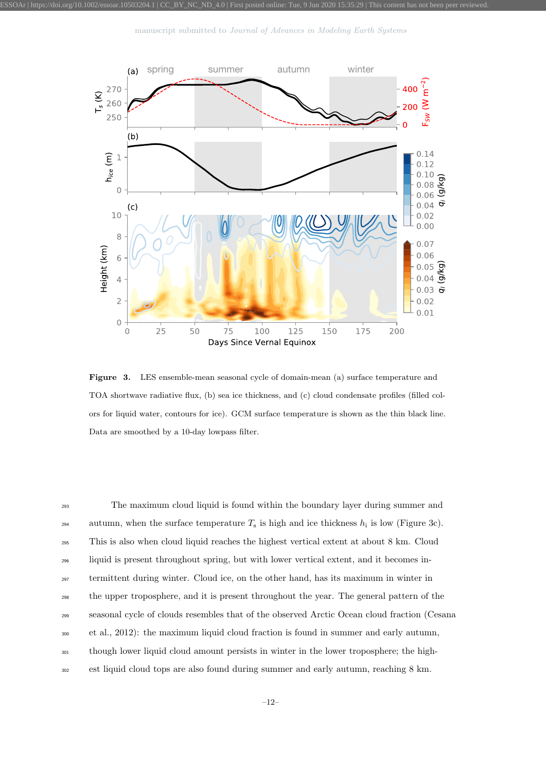(a) spring summer autumn winter

$T_s$ (K)

270

260

250

400

200

0

$F_{SW}$ (W m$^{-2}$)

(b)

$h_{ice}$ (m)

1

0

(c)

Height (km)

10

8

6

4

2

0

0 25 50 75 100 125 150 175 200

Days Since Vernal Equinox

0.14
0.12
0.10
0.08
0.06
0.04
0.02
0.00

$q_i$ (g/kg)

0.07
0.06
0.05
0.04
0.03
0.02
0.01

$q_l$ (g/kg)

**Figure 3.** LES ensemble-mean seasonal cycle of domain-mean (a) surface temperature and TOA shortwave radiative flux, (b) sea ice thickness, and (c) cloud condensate profiles (filled colors for liquid water, contours for ice). GCM surface temperature is shown as the thin black line. Data are smoothed by a 10-day lowpass filter.

The maximum cloud liquid is found within the boundary layer during summer and autumn, when the surface temperature $T_s$ is high and ice thickness $h_i$ is low (Figure 3c). This is also when cloud liquid reaches the highest vertical extent at about 8 km. Cloud liquid is present throughout spring, but with lower vertical extent, and it becomes intermittent during winter. Cloud ice, on the other hand, has its maximum in winter in the upper troposphere, and it is present throughout the year. The general pattern of the seasonal cycle of clouds resembles that of the observed Arctic Ocean cloud fraction (Cesana et al., 2012): the maximum liquid cloud fraction is found in summer and early autumn, though lower liquid cloud amount persists in winter in the lower troposphere; the highest liquid cloud tops are also found during summer and early autumn, reaching 8 km.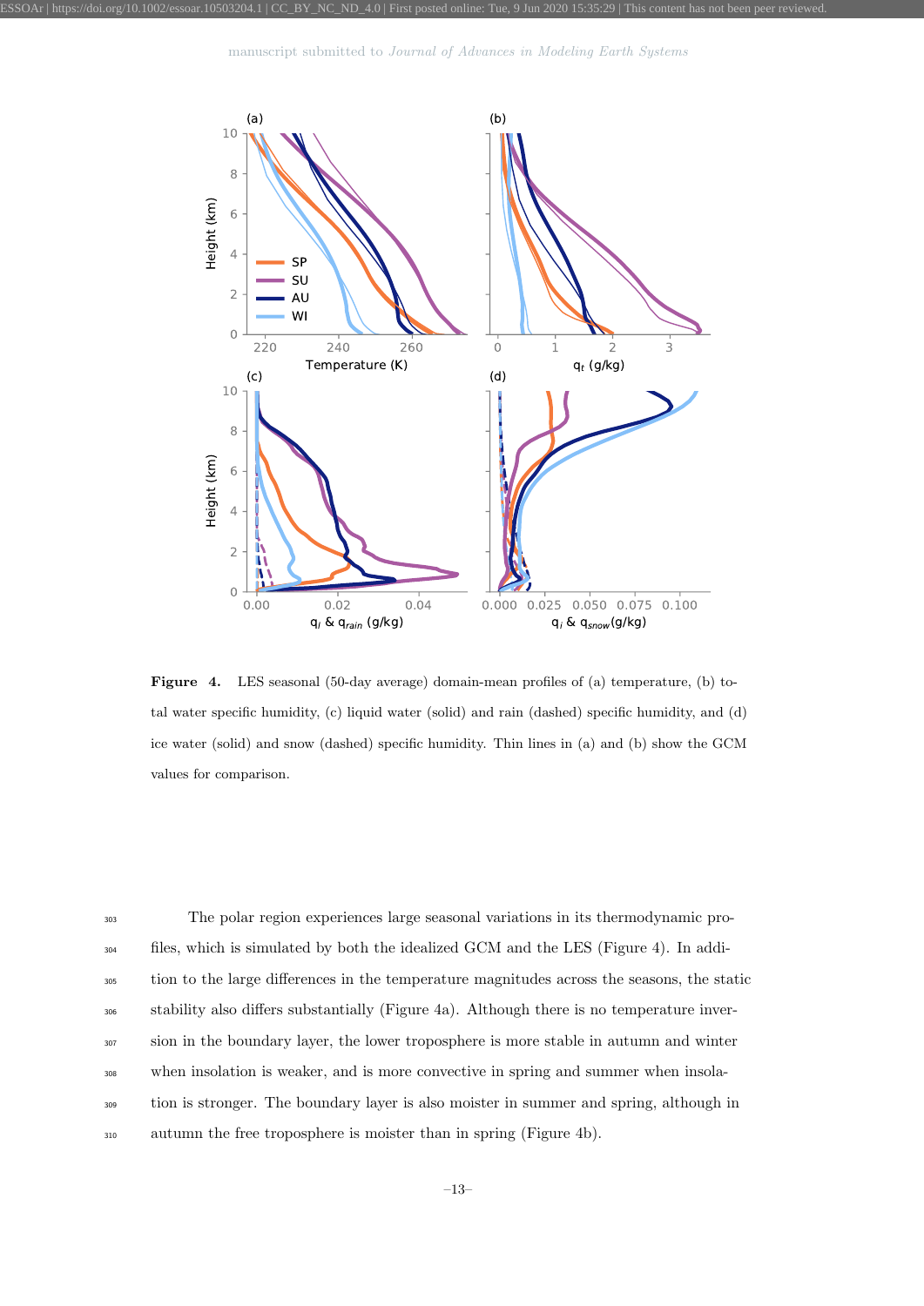(a)

10

8

6

4

2

0

Height (km)

220 240 260

Temperature (K)

SP

SU

AU

WI

(b)

0 1 2 3

$q_t$ (g/kg)

(c)

10

8

6

4

2

0

Height (km)

0.00 0.02 0.04

$q_l$ & $q_{rain}$ (g/kg)

(d)

0.000 0.025 0.050 0.075 0.100

$q_i$ & $q_{snow}$(g/kg)

**Figure 4.** LES seasonal (50-day average) domain-mean profiles of (a) temperature, (b) total water specific humidity, (c) liquid water (solid) and rain (dashed) specific humidity, and (d) ice water (solid) and snow (dashed) specific humidity. Thin lines in (a) and (b) show the GCM values for comparison.

The polar region experiences large seasonal variations in its thermodynamic profiles, which is simulated by both the idealized GCM and the LES (Figure 4). In addition to the large differences in the temperature magnitudes across the seasons, the static stability also differs substantially (Figure 4a). Although there is no temperature inversion in the boundary layer, the lower troposphere is more stable in autumn and winter when insolation is weaker, and is more convective in spring and summer when insolation is stronger. The boundary layer is also moister in summer and spring, although in autumn the free troposphere is moister than in spring (Figure 4b).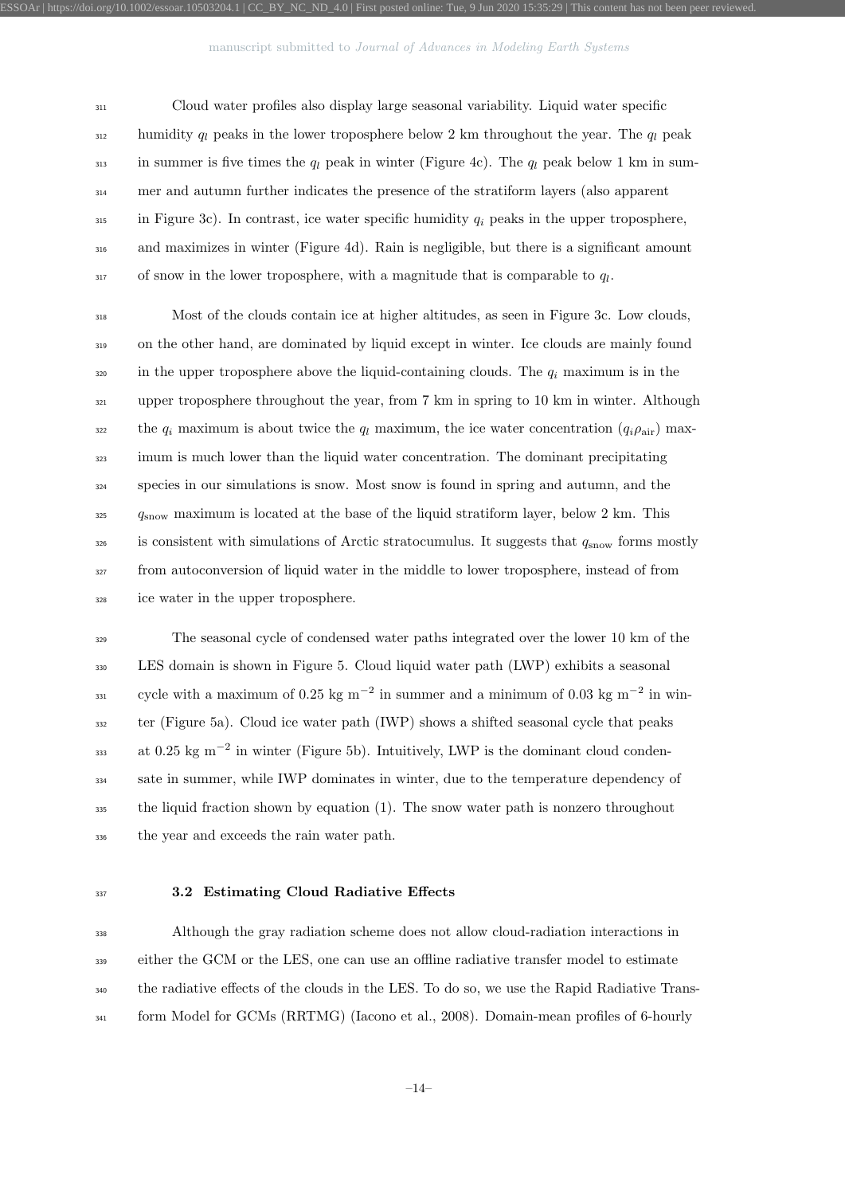Cloud water profiles also display large seasonal variability. Liquid water specific humidity $q_l$ peaks in the lower troposphere below 2 km throughout the year. The $q_l$ peak in summer is five times the $q_l$ peak in winter (Figure 4c). The $q_l$ peak below 1 km in summer and autumn further indicates the presence of the stratiform layers (also apparent in Figure 3c). In contrast, ice water specific humidity $q_i$ peaks in the upper troposphere, and maximizes in winter (Figure 4d). Rain is negligible, but there is a significant amount of snow in the lower troposphere, with a magnitude that is comparable to $q_l$.

Most of the clouds contain ice at higher altitudes, as seen in Figure 3c. Low clouds, on the other hand, are dominated by liquid except in winter. Ice clouds are mainly found in the upper troposphere above the liquid-containing clouds. The $q_i$ maximum is in the upper troposphere throughout the year, from 7 km in spring to 10 km in winter. Although the $q_i$ maximum is about twice the $q_l$ maximum, the ice water concentration ($q_i \rho_{\mathrm{air}}$) maximum is much lower than the liquid water concentration. The dominant precipitating species in our simulations is snow. Most snow is found in spring and autumn, and the $q_{\mathrm{snow}}$ maximum is located at the base of the liquid stratiform layer, below 2 km. This is consistent with simulations of Arctic stratocumulus. It suggests that $q_{\mathrm{snow}}$ forms mostly from autoconversion of liquid water in the middle to lower troposphere, instead of from ice water in the upper troposphere.

The seasonal cycle of condensed water paths integrated over the lower 10 km of the LES domain is shown in Figure 5. Cloud liquid water path (LWP) exhibits a seasonal cycle with a maximum of 0.25 kg m$^{-2}$ in summer and a minimum of 0.03 kg m$^{-2}$ in winter (Figure 5a). Cloud ice water path (IWP) shows a shifted seasonal cycle that peaks at 0.25 kg m$^{-2}$ in winter (Figure 5b). Intuitively, LWP is the dominant cloud condensate in summer, while IWP dominates in winter, due to the temperature dependency of the liquid fraction shown by equation (1). The snow water path is nonzero throughout the year and exceeds the rain water path.

### 3.2 Estimating Cloud Radiative Effects

Although the gray radiation scheme does not allow cloud-radiation interactions in either the GCM or the LES, one can use an offline radiative transfer model to estimate the radiative effects of the clouds in the LES. To do so, we use the Rapid Radiative Transform Model for GCMs (RRTMG) (Iacono et al., 2008). Domain-mean profiles of 6-hourly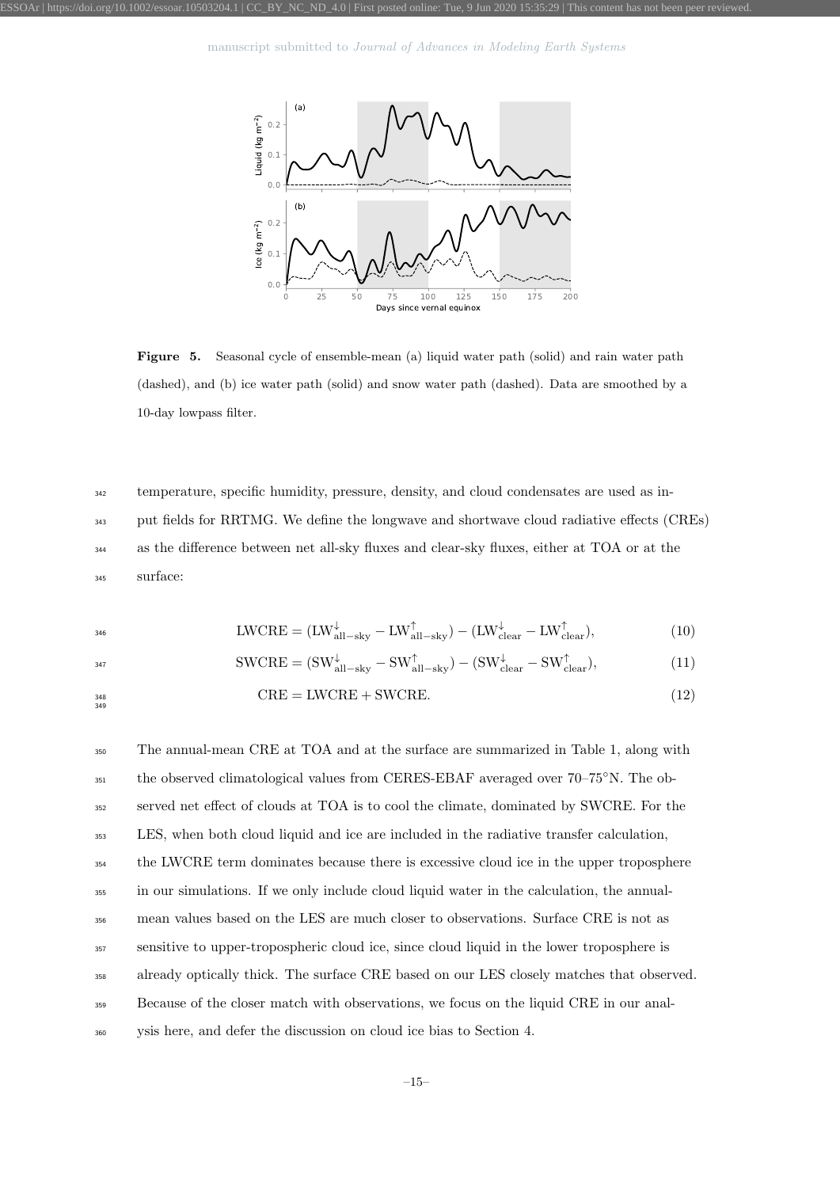(a)

Liquid (kg m$^{-2}$)

0.0

0.1

0.2

(b)

Ice (kg m$^{-2}$)

0.0

0.1

0.2

0 25 50 75 100 125 150 175 200

Days since vernal equinox

**Figure 5.** Seasonal cycle of ensemble-mean (a) liquid water path (solid) and rain water path (dashed), and (b) ice water path (solid) and snow water path (dashed). Data are smoothed by a 10-day lowpass filter.

temperature, specific humidity, pressure, density, and cloud condensates are used as input fields for RRTMG. We define the longwave and shortwave cloud radiative effects (CREs) as the difference between net all-sky fluxes and clear-sky fluxes, either at TOA or at the surface:

$$\mathrm{LWCRE} = (\mathrm{LW}^{\downarrow}_{\mathrm{all-sky}} - \mathrm{LW}^{\uparrow}_{\mathrm{all-sky}}) - (\mathrm{LW}^{\downarrow}_{\mathrm{clear}} - \mathrm{LW}^{\uparrow}_{\mathrm{clear}}), \tag{10}$$

$$\mathrm{SWCRE} = (\mathrm{SW}^{\downarrow}_{\mathrm{all-sky}} - \mathrm{SW}^{\uparrow}_{\mathrm{all-sky}}) - (\mathrm{SW}^{\downarrow}_{\mathrm{clear}} - \mathrm{SW}^{\uparrow}_{\mathrm{clear}}), \tag{11}$$

$$\mathrm{CRE} = \mathrm{LWCRE} + \mathrm{SWCRE}. \tag{12}$$

The annual-mean CRE at TOA and at the surface are summarized in Table 1, along with the observed climatological values from CERES-EBAF averaged over 70–75°N. The observed net effect of clouds at TOA is to cool the climate, dominated by SWCRE. For the LES, when both cloud liquid and ice are included in the radiative transfer calculation, the LWCRE term dominates because there is excessive cloud ice in the upper troposphere in our simulations. If we only include cloud liquid water in the calculation, the annual-mean values based on the LES are much closer to observations. Surface CRE is not as sensitive to upper-tropospheric cloud ice, since cloud liquid in the lower troposphere is already optically thick. The surface CRE based on our LES closely matches that observed. Because of the closer match with observations, we focus on the liquid CRE in our analysis here, and defer the discussion on cloud ice bias to Section 4.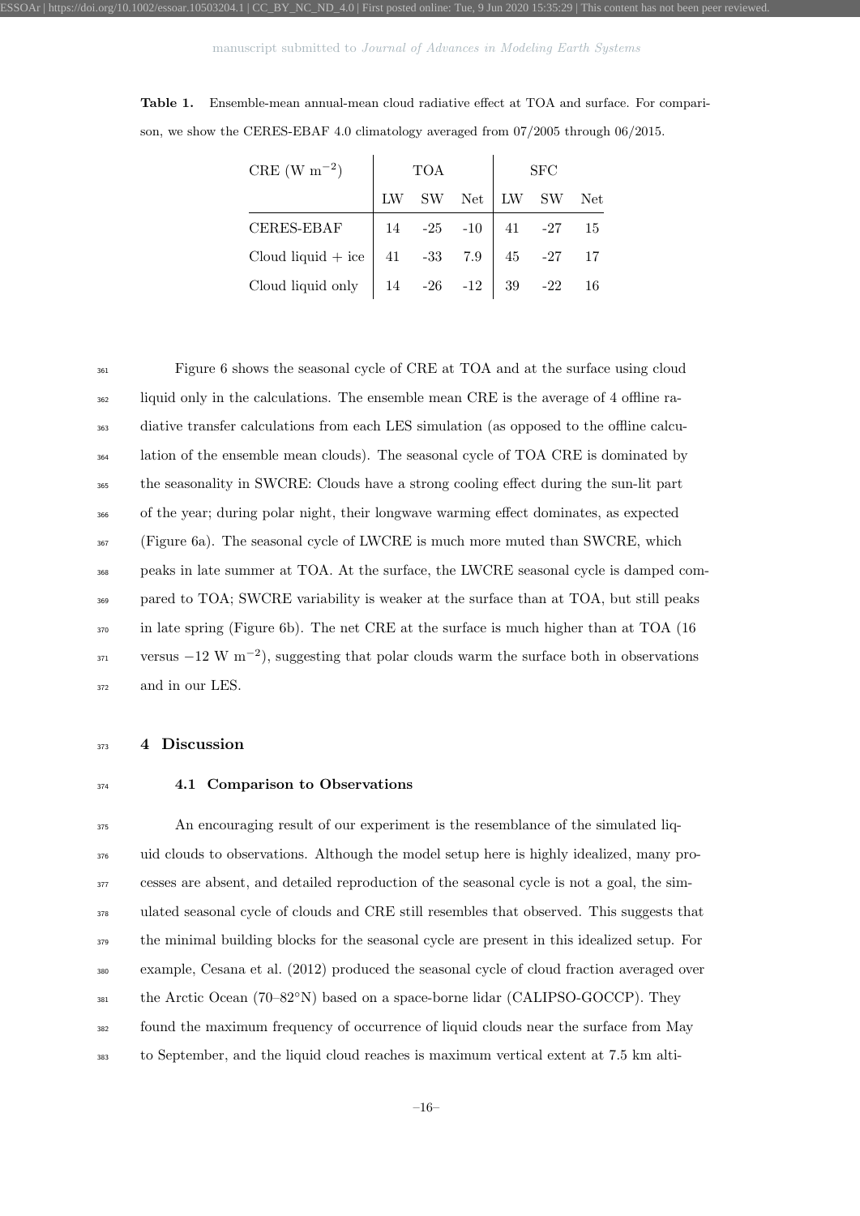**Table 1.** Ensemble-mean annual-mean cloud radiative effect at TOA and surface. For comparison, we show the CERES-EBAF 4.0 climatology averaged from 07/2005 through 06/2015.

| CRE (W $m^{-2}$) | TOA | | | SFC | | |
|---|---|---|---|---|---|---|
| | LW | SW | Net | LW | SW | Net |
| CERES-EBAF | 14 | -25 | -10 | 41 | -27 | 15 |
| Cloud liquid + ice | 41 | -33 | 7.9 | 45 | -27 | 17 |
| Cloud liquid only | 14 | -26 | -12 | 39 | -22 | 16 |

Figure 6 shows the seasonal cycle of CRE at TOA and at the surface using cloud liquid only in the calculations. The ensemble mean CRE is the average of 4 offline radiative transfer calculations from each LES simulation (as opposed to the offline calculation of the ensemble mean clouds). The seasonal cycle of TOA CRE is dominated by the seasonality in SWCRE: Clouds have a strong cooling effect during the sun-lit part of the year; during polar night, their longwave warming effect dominates, as expected (Figure 6a). The seasonal cycle of LWCRE is much more muted than SWCRE, which peaks in late summer at TOA. At the surface, the LWCRE seasonal cycle is damped compared to TOA; SWCRE variability is weaker at the surface than at TOA, but still peaks in late spring (Figure 6b). The net CRE at the surface is much higher than at TOA (16 versus $-12$ W $m^{-2}$), suggesting that polar clouds warm the surface both in observations and in our LES.

## 4 Discussion

### 4.1 Comparison to Observations

An encouraging result of our experiment is the resemblance of the simulated liquid clouds to observations. Although the model setup here is highly idealized, many processes are absent, and detailed reproduction of the seasonal cycle is not a goal, the simulated seasonal cycle of clouds and CRE still resembles that observed. This suggests that the minimal building blocks for the seasonal cycle are present in this idealized setup. For example, Cesana et al. (2012) produced the seasonal cycle of cloud fraction averaged over the Arctic Ocean (70–82°N) based on a space-borne lidar (CALIPSO-GOCCP). They found the maximum frequency of occurrence of liquid clouds near the surface from May to September, and the liquid cloud reaches is maximum vertical extent at 7.5 km alti-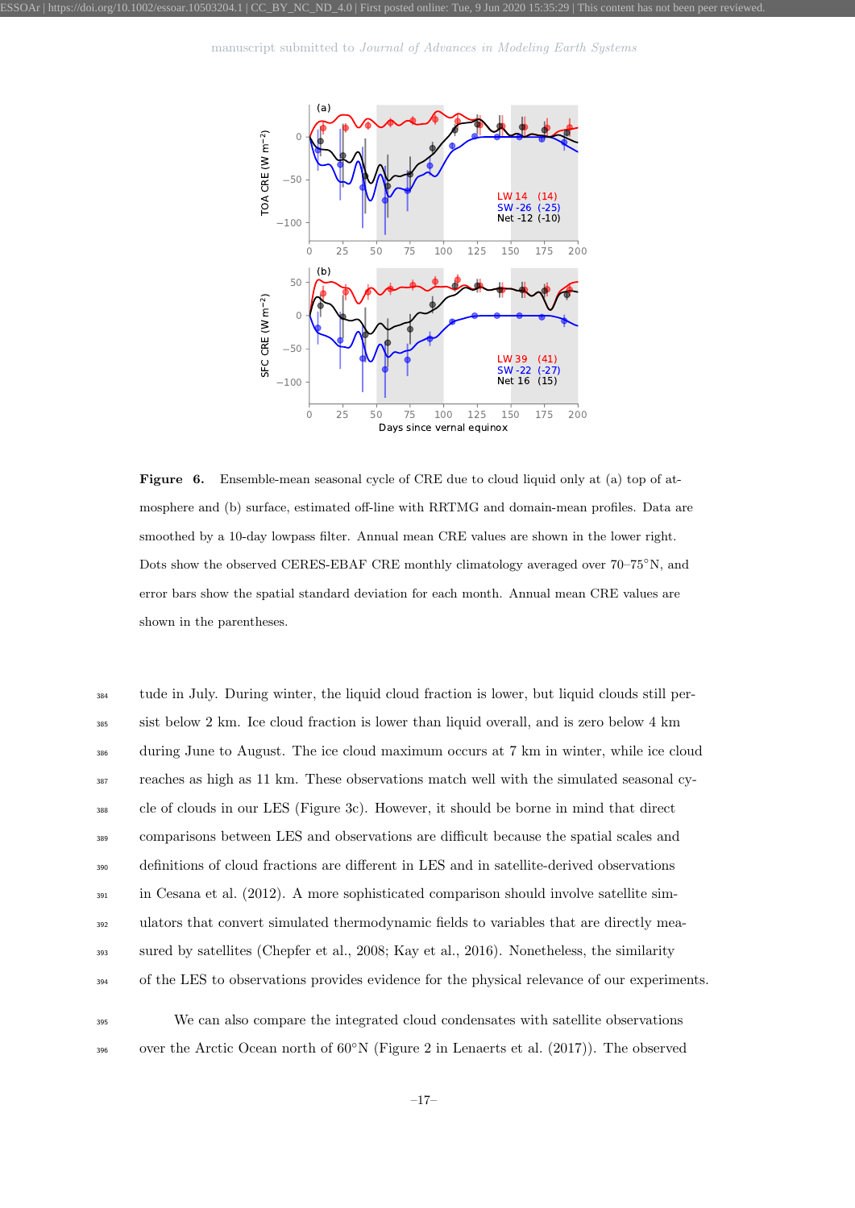(a)

TOA CRE (W m⁻²)

0

−50

−100

LW 14 (14)
SW -26 (-25)
Net -12 (-10)

0 25 50 75 100 125 150 175 200

(b)

SFC CRE (W m⁻²)

50

0

−50

−100

LW 39 (41)
SW -22 (-27)
Net 16 (15)

0 25 50 75 100 125 150 175 200

Days since vernal equinox

**Figure 6.** Ensemble-mean seasonal cycle of CRE due to cloud liquid only at (a) top of atmosphere and (b) surface, estimated off-line with RRTMG and domain-mean profiles. Data are smoothed by a 10-day lowpass filter. Annual mean CRE values are shown in the lower right. Dots show the observed CERES-EBAF CRE monthly climatology averaged over 70–75°N, and error bars show the spatial standard deviation for each month. Annual mean CRE values are shown in the parentheses.

tude in July. During winter, the liquid cloud fraction is lower, but liquid clouds still persist below 2 km. Ice cloud fraction is lower than liquid overall, and is zero below 4 km during June to August. The ice cloud maximum occurs at 7 km in winter, while ice cloud reaches as high as 11 km. These observations match well with the simulated seasonal cycle of clouds in our LES (Figure 3c). However, it should be borne in mind that direct comparisons between LES and observations are difficult because the spatial scales and definitions of cloud fractions are different in LES and in satellite-derived observations in Cesana et al. (2012). A more sophisticated comparison should involve satellite simulators that convert simulated thermodynamic fields to variables that are directly measured by satellites (Chepfer et al., 2008; Kay et al., 2016). Nonetheless, the similarity of the LES to observations provides evidence for the physical relevance of our experiments.

We can also compare the integrated cloud condensates with satellite observations over the Arctic Ocean north of 60°N (Figure 2 in Lenaerts et al. (2017)). The observed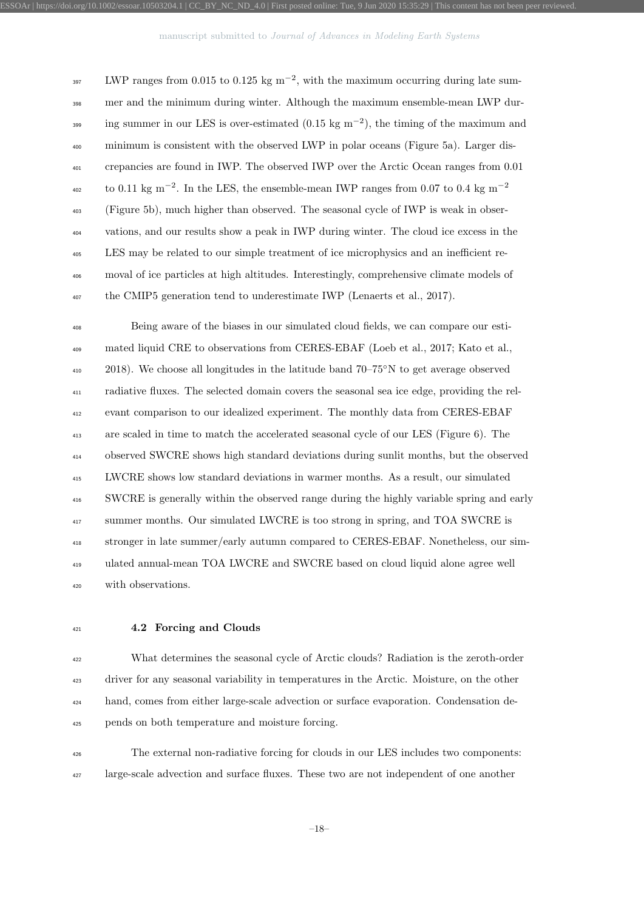LWP ranges from 0.015 to 0.125 kg m$^{-2}$, with the maximum occurring during late summer and the minimum during winter. Although the maximum ensemble-mean LWP during summer in our LES is over-estimated (0.15 kg m$^{-2}$), the timing of the maximum and minimum is consistent with the observed LWP in polar oceans (Figure 5a). Larger discrepancies are found in IWP. The observed IWP over the Arctic Ocean ranges from 0.01 to 0.11 kg m$^{-2}$. In the LES, the ensemble-mean IWP ranges from 0.07 to 0.4 kg m$^{-2}$ (Figure 5b), much higher than observed. The seasonal cycle of IWP is weak in observations, and our results show a peak in IWP during winter. The cloud ice excess in the LES may be related to our simple treatment of ice microphysics and an inefficient removal of ice particles at high altitudes. Interestingly, comprehensive climate models of the CMIP5 generation tend to underestimate IWP (Lenaerts et al., 2017).

Being aware of the biases in our simulated cloud fields, we can compare our estimated liquid CRE to observations from CERES-EBAF (Loeb et al., 2017; Kato et al., 2018). We choose all longitudes in the latitude band 70–75°N to get average observed radiative fluxes. The selected domain covers the seasonal sea ice edge, providing the relevant comparison to our idealized experiment. The monthly data from CERES-EBAF are scaled in time to match the accelerated seasonal cycle of our LES (Figure 6). The observed SWCRE shows high standard deviations during sunlit months, but the observed LWCRE shows low standard deviations in warmer months. As a result, our simulated SWCRE is generally within the observed range during the highly variable spring and early summer months. Our simulated LWCRE is too strong in spring, and TOA SWCRE is stronger in late summer/early autumn compared to CERES-EBAF. Nonetheless, our simulated annual-mean TOA LWCRE and SWCRE based on cloud liquid alone agree well with observations.

### 4.2 Forcing and Clouds

What determines the seasonal cycle of Arctic clouds? Radiation is the zeroth-order driver for any seasonal variability in temperatures in the Arctic. Moisture, on the other hand, comes from either large-scale advection or surface evaporation. Condensation depends on both temperature and moisture forcing.

The external non-radiative forcing for clouds in our LES includes two components: large-scale advection and surface fluxes. These two are not independent of one another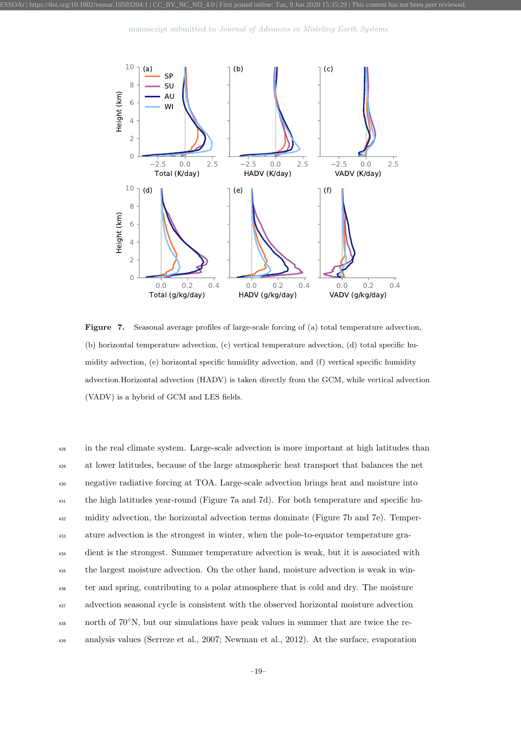(a)

SP
SU
AU
WI

Height (km)

10
8
6
4
2
0

−2.5 0.0 2.5

Total (K/day)

(b)

−2.5 0.0 2.5

HADV (K/day)

(c)

−2.5 0.0 2.5

VADV (K/day)

(d)

Height (km)

10
8
6
4
2
0

0.0 0.2 0.4

Total (g/kg/day)

(e)

0.0 0.2 0.4

HADV (g/kg/day)

(f)

0.0 0.2 0.4

VADV (g/kg/day)

**Figure 7.** Seasonal average profiles of large-scale forcing of (a) total temperature advection, (b) horizontal temperature advection, (c) vertical temperature advection, (d) total specific humidity advection, (e) horizontal specific humidity advection, and (f) vertical specific humidity advection.Horizontal advection (HADV) is taken directly from the GCM, while vertical advection (VADV) is a hybrid of GCM and LES fields.

in the real climate system. Large-scale advection is more important at high latitudes than at lower latitudes, because of the large atmospheric heat transport that balances the net negative radiative forcing at TOA. Large-scale advection brings heat and moisture into the high latitudes year-round (Figure 7a and 7d). For both temperature and specific humidity advection, the horizontal advection terms dominate (Figure 7b and 7e). Temperature advection is the strongest in winter, when the pole-to-equator temperature gradient is the strongest. Summer temperature advection is weak, but it is associated with the largest moisture advection. On the other hand, moisture advection is weak in winter and spring, contributing to a polar atmosphere that is cold and dry. The moisture advection seasonal cycle is consistent with the observed horizontal moisture advection north of 70°N, but our simulations have peak values in summer that are twice the reanalysis values (Serreze et al., 2007; Newman et al., 2012). At the surface, evaporation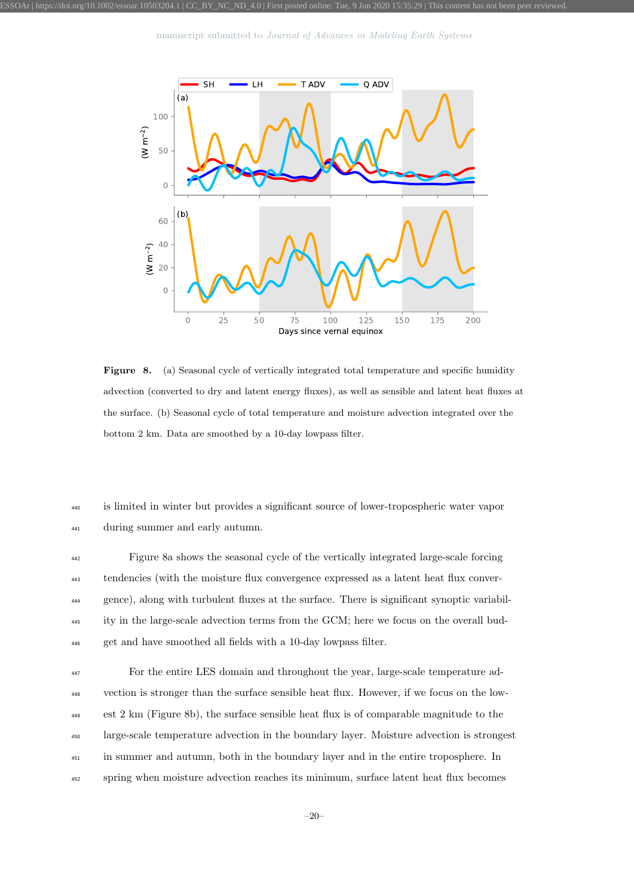SH
LH
T ADV
Q ADV

(a)

(W m$^{-2}$)

100
50
0

(b)

(W m$^{-2}$)

60
40
20
0

0 25 50 75 100 125 150 175 200

Days since vernal equinox

**Figure 8.** (a) Seasonal cycle of vertically integrated total temperature and specific humidity advection (converted to dry and latent energy fluxes), as well as sensible and latent heat fluxes at the surface. (b) Seasonal cycle of total temperature and moisture advection integrated over the bottom 2 km. Data are smoothed by a 10-day lowpass filter.

is limited in winter but provides a significant source of lower-tropospheric water vapor during summer and early autumn.

Figure 8a shows the seasonal cycle of the vertically integrated large-scale forcing tendencies (with the moisture flux convergence expressed as a latent heat flux convergence), along with turbulent fluxes at the surface. There is significant synoptic variability in the large-scale advection terms from the GCM; here we focus on the overall budget and have smoothed all fields with a 10-day lowpass filter.

For the entire LES domain and throughout the year, large-scale temperature advection is stronger than the surface sensible heat flux. However, if we focus on the lowest 2 km (Figure 8b), the surface sensible heat flux is of comparable magnitude to the large-scale temperature advection in the boundary layer. Moisture advection is strongest in summer and autumn, both in the boundary layer and in the entire troposphere. In spring when moisture advection reaches its minimum, surface latent heat flux becomes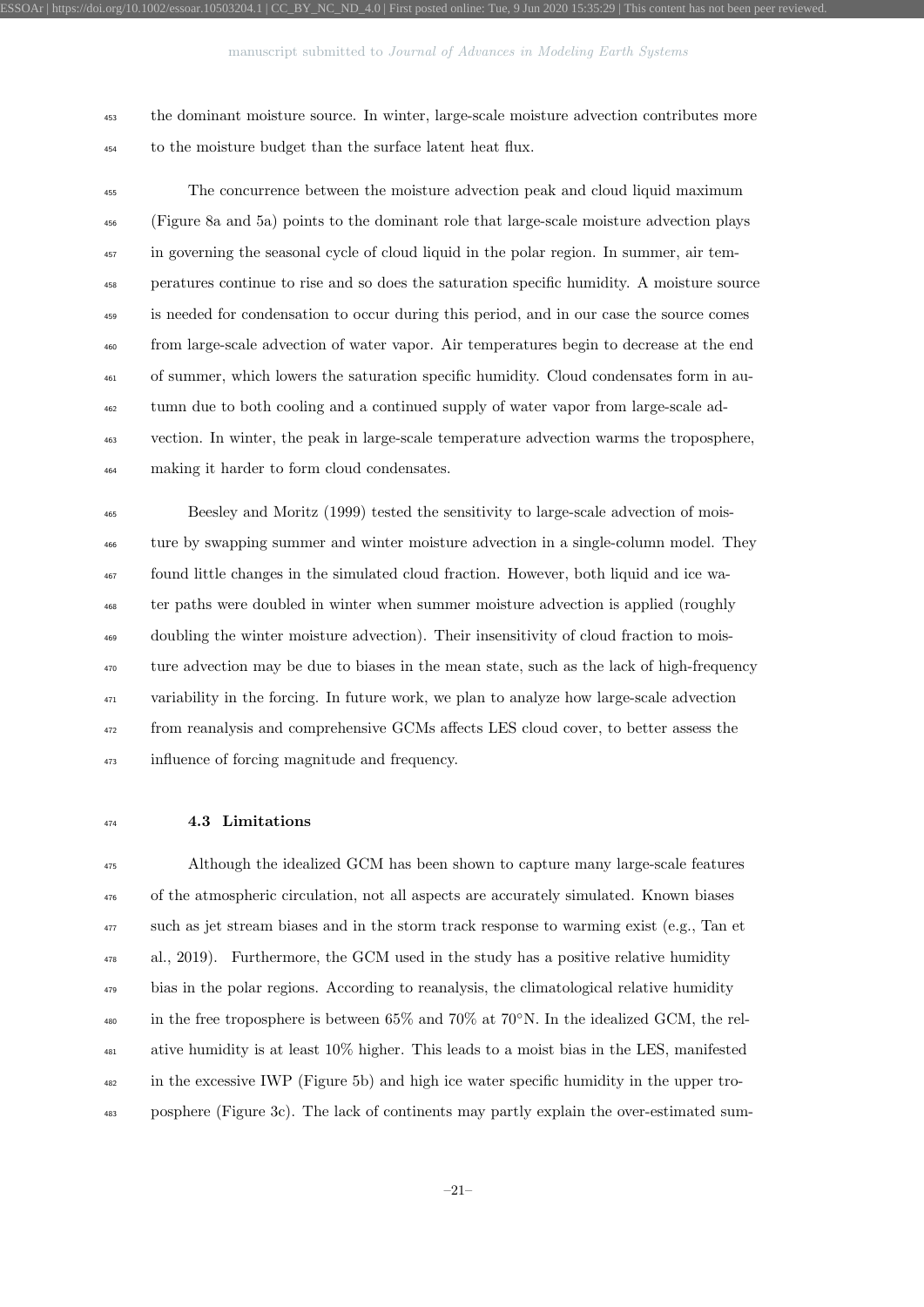the dominant moisture source. In winter, large-scale moisture advection contributes more to the moisture budget than the surface latent heat flux.

The concurrence between the moisture advection peak and cloud liquid maximum (Figure 8a and 5a) points to the dominant role that large-scale moisture advection plays in governing the seasonal cycle of cloud liquid in the polar region. In summer, air temperatures continue to rise and so does the saturation specific humidity. A moisture source is needed for condensation to occur during this period, and in our case the source comes from large-scale advection of water vapor. Air temperatures begin to decrease at the end of summer, which lowers the saturation specific humidity. Cloud condensates form in autumn due to both cooling and a continued supply of water vapor from large-scale advection. In winter, the peak in large-scale temperature advection warms the troposphere, making it harder to form cloud condensates.

Beesley and Moritz (1999) tested the sensitivity to large-scale advection of moisture by swapping summer and winter moisture advection in a single-column model. They found little changes in the simulated cloud fraction. However, both liquid and ice water paths were doubled in winter when summer moisture advection is applied (roughly doubling the winter moisture advection). Their insensitivity of cloud fraction to moisture advection may be due to biases in the mean state, such as the lack of high-frequency variability in the forcing. In future work, we plan to analyze how large-scale advection from reanalysis and comprehensive GCMs affects LES cloud cover, to better assess the influence of forcing magnitude and frequency.

### 4.3 Limitations

Although the idealized GCM has been shown to capture many large-scale features of the atmospheric circulation, not all aspects are accurately simulated. Known biases such as jet stream biases and in the storm track response to warming exist (e.g., Tan et al., 2019). Furthermore, the GCM used in the study has a positive relative humidity bias in the polar regions. According to reanalysis, the climatological relative humidity in the free troposphere is between 65% and 70% at 70°N. In the idealized GCM, the relative humidity is at least 10% higher. This leads to a moist bias in the LES, manifested in the excessive IWP (Figure 5b) and high ice water specific humidity in the upper troposphere (Figure 3c). The lack of continents may partly explain the over-estimated sum-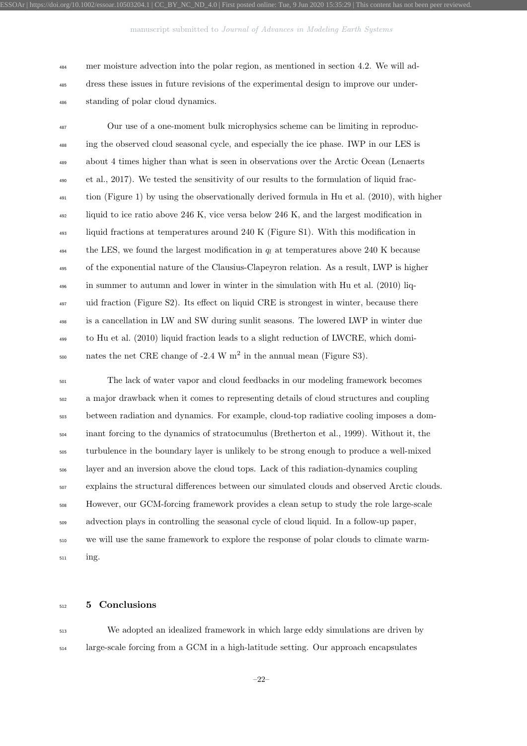mer moisture advection into the polar region, as mentioned in section 4.2. We will address these issues in future revisions of the experimental design to improve our understanding of polar cloud dynamics.

Our use of a one-moment bulk microphysics scheme can be limiting in reproducing the observed cloud seasonal cycle, and especially the ice phase. IWP in our LES is about 4 times higher than what is seen in observations over the Arctic Ocean (Lenaerts et al., 2017). We tested the sensitivity of our results to the formulation of liquid fraction (Figure 1) by using the observationally derived formula in Hu et al. (2010), with higher liquid to ice ratio above 246 K, vice versa below 246 K, and the largest modification in liquid fractions at temperatures around 240 K (Figure S1). With this modification in the LES, we found the largest modification in $q_l$ at temperatures above 240 K because of the exponential nature of the Clausius-Clapeyron relation. As a result, LWP is higher in summer to autumn and lower in winter in the simulation with Hu et al. (2010) liquid fraction (Figure S2). Its effect on liquid CRE is strongest in winter, because there is a cancellation in LW and SW during sunlit seasons. The lowered LWP in winter due to Hu et al. (2010) liquid fraction leads to a slight reduction of LWCRE, which dominates the net CRE change of -2.4 W m$^2$ in the annual mean (Figure S3).

The lack of water vapor and cloud feedbacks in our modeling framework becomes a major drawback when it comes to representing details of cloud structures and coupling between radiation and dynamics. For example, cloud-top radiative cooling imposes a dominant forcing to the dynamics of stratocumulus (Bretherton et al., 1999). Without it, the turbulence in the boundary layer is unlikely to be strong enough to produce a well-mixed layer and an inversion above the cloud tops. Lack of this radiation-dynamics coupling explains the structural differences between our simulated clouds and observed Arctic clouds. However, our GCM-forcing framework provides a clean setup to study the role large-scale advection plays in controlling the seasonal cycle of cloud liquid. In a follow-up paper, we will use the same framework to explore the response of polar clouds to climate warming.

## 5 Conclusions

We adopted an idealized framework in which large eddy simulations are driven by large-scale forcing from a GCM in a high-latitude setting. Our approach encapsulates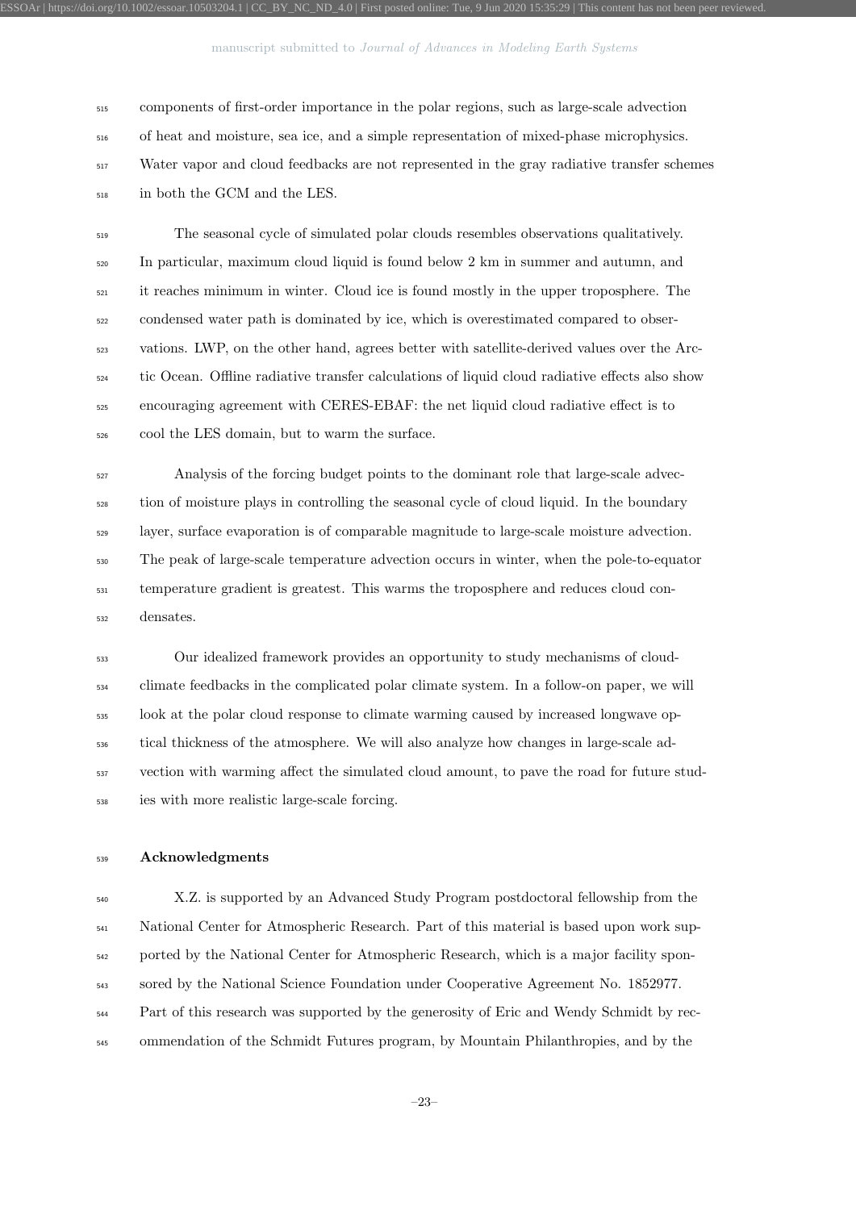components of first-order importance in the polar regions, such as large-scale advection of heat and moisture, sea ice, and a simple representation of mixed-phase microphysics. Water vapor and cloud feedbacks are not represented in the gray radiative transfer schemes in both the GCM and the LES.

The seasonal cycle of simulated polar clouds resembles observations qualitatively. In particular, maximum cloud liquid is found below 2 km in summer and autumn, and it reaches minimum in winter. Cloud ice is found mostly in the upper troposphere. The condensed water path is dominated by ice, which is overestimated compared to observations. LWP, on the other hand, agrees better with satellite-derived values over the Arctic Ocean. Offline radiative transfer calculations of liquid cloud radiative effects also show encouraging agreement with CERES-EBAF: the net liquid cloud radiative effect is to cool the LES domain, but to warm the surface.

Analysis of the forcing budget points to the dominant role that large-scale advection of moisture plays in controlling the seasonal cycle of cloud liquid. In the boundary layer, surface evaporation is of comparable magnitude to large-scale moisture advection. The peak of large-scale temperature advection occurs in winter, when the pole-to-equator temperature gradient is greatest. This warms the troposphere and reduces cloud condensates.

Our idealized framework provides an opportunity to study mechanisms of cloud-climate feedbacks in the complicated polar climate system. In a follow-on paper, we will look at the polar cloud response to climate warming caused by increased longwave optical thickness of the atmosphere. We will also analyze how changes in large-scale advection with warming affect the simulated cloud amount, to pave the road for future studies with more realistic large-scale forcing.

## Acknowledgments

X.Z. is supported by an Advanced Study Program postdoctoral fellowship from the National Center for Atmospheric Research. Part of this material is based upon work supported by the National Center for Atmospheric Research, which is a major facility sponsored by the National Science Foundation under Cooperative Agreement No. 1852977. Part of this research was supported by the generosity of Eric and Wendy Schmidt by recommendation of the Schmidt Futures program, by Mountain Philanthropies, and by the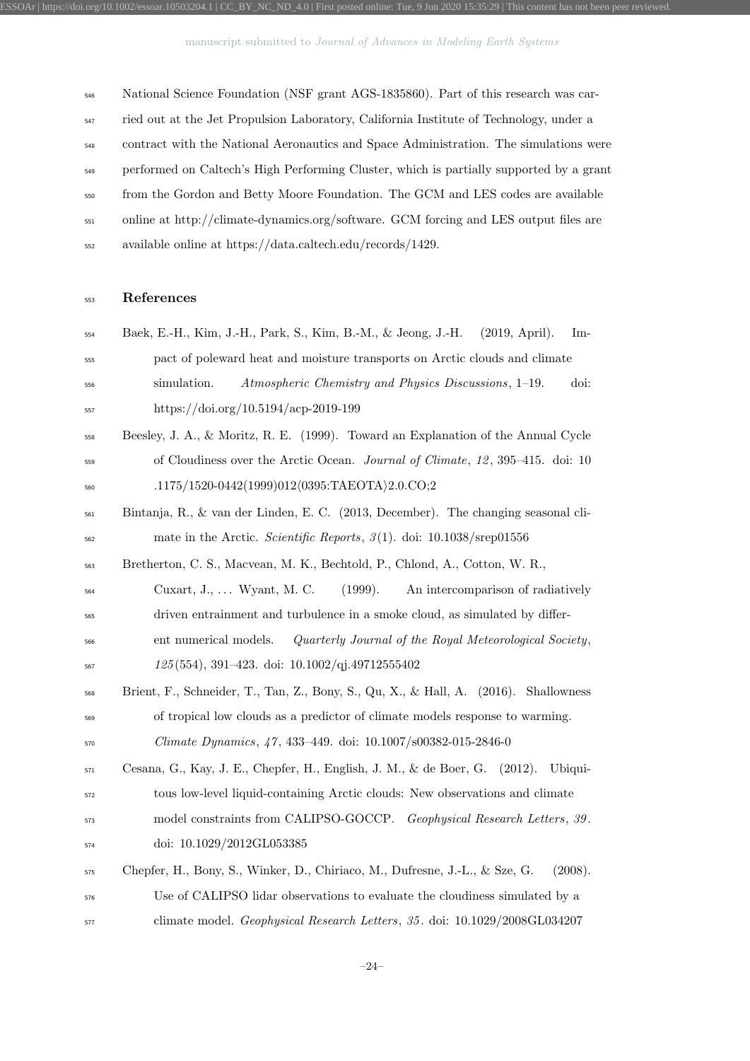National Science Foundation (NSF grant AGS-1835860). Part of this research was carried out at the Jet Propulsion Laboratory, California Institute of Technology, under a contract with the National Aeronautics and Space Administration. The simulations were performed on Caltech's High Performing Cluster, which is partially supported by a grant from the Gordon and Betty Moore Foundation. The GCM and LES codes are available online at http://climate-dynamics.org/software. GCM forcing and LES output files are available online at https://data.caltech.edu/records/1429.

## References

Baek, E.-H., Kim, J.-H., Park, S., Kim, B.-M., & Jeong, J.-H. (2019, April). Impact of poleward heat and moisture transports on Arctic clouds and climate simulation. *Atmospheric Chemistry and Physics Discussions*, 1–19. doi: https://doi.org/10.5194/acp-2019-199

Beesley, J. A., & Moritz, R. E. (1999). Toward an Explanation of the Annual Cycle of Cloudiness over the Arctic Ocean. *Journal of Climate*, *12*, 395–415. doi: 10.1175/1520-0442(1999)012⟨0395:TAEOTA⟩2.0.CO;2

Bintanja, R., & van der Linden, E. C. (2013, December). The changing seasonal climate in the Arctic. *Scientific Reports*, *3*(1). doi: 10.1038/srep01556

Bretherton, C. S., Macvean, M. K., Bechtold, P., Chlond, A., Cotton, W. R., Cuxart, J., ... Wyant, M. C. (1999). An intercomparison of radiatively driven entrainment and turbulence in a smoke cloud, as simulated by different numerical models. *Quarterly Journal of the Royal Meteorological Society*, *125*(554), 391–423. doi: 10.1002/qj.49712555402

Brient, F., Schneider, T., Tan, Z., Bony, S., Qu, X., & Hall, A. (2016). Shallowness of tropical low clouds as a predictor of climate models response to warming. *Climate Dynamics*, *47*, 433–449. doi: 10.1007/s00382-015-2846-0

Cesana, G., Kay, J. E., Chepfer, H., English, J. M., & de Boer, G. (2012). Ubiquitous low-level liquid-containing Arctic clouds: New observations and climate model constraints from CALIPSO-GOCCP. *Geophysical Research Letters*, *39*. doi: 10.1029/2012GL053385

Chepfer, H., Bony, S., Winker, D., Chiriaco, M., Dufresne, J.-L., & Sze, G. (2008). Use of CALIPSO lidar observations to evaluate the cloudiness simulated by a climate model. *Geophysical Research Letters*, *35*. doi: 10.1029/2008GL034207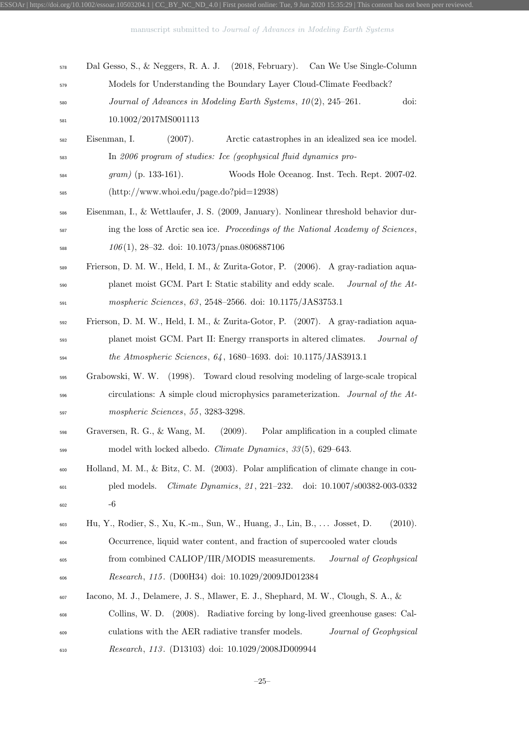Dal Gesso, S., & Neggers, R. A. J. (2018, February). Can We Use Single-Column Models for Understanding the Boundary Layer Cloud-Climate Feedback? *Journal of Advances in Modeling Earth Systems*, *10*(2), 245–261. doi: 10.1002/2017MS001113

Eisenman, I. (2007). Arctic catastrophes in an idealized sea ice model. In *2006 program of studies: Ice (geophysical fluid dynamics program)* (p. 133-161). Woods Hole Oceanog. Inst. Tech. Rept. 2007-02. (http://www.whoi.edu/page.do?pid=12938)

Eisenman, I., & Wettlaufer, J. S. (2009, January). Nonlinear threshold behavior during the loss of Arctic sea ice. *Proceedings of the National Academy of Sciences*, *106*(1), 28–32. doi: 10.1073/pnas.0806887106

Frierson, D. M. W., Held, I. M., & Zurita-Gotor, P. (2006). A gray-radiation aquaplanet moist GCM. Part I: Static stability and eddy scale. *Journal of the Atmospheric Sciences*, *63*, 2548–2566. doi: 10.1175/JAS3753.1

Frierson, D. M. W., Held, I. M., & Zurita-Gotor, P. (2007). A gray-radiation aquaplanet moist GCM. Part II: Energy rransports in altered climates. *Journal of the Atmospheric Sciences*, *64*, 1680–1693. doi: 10.1175/JAS3913.1

Grabowski, W. W. (1998). Toward cloud resolving modeling of large-scale tropical circulations: A simple cloud microphysics parameterization. *Journal of the Atmospheric Sciences*, *55*, 3283-3298.

Graversen, R. G., & Wang, M. (2009). Polar amplification in a coupled climate model with locked albedo. *Climate Dynamics*, *33*(5), 629–643.

Holland, M. M., & Bitz, C. M. (2003). Polar amplification of climate change in coupled models. *Climate Dynamics*, *21*, 221–232. doi: 10.1007/s00382-003-0332-6

Hu, Y., Rodier, S., Xu, K.-m., Sun, W., Huang, J., Lin, B., ... Josset, D. (2010). Occurrence, liquid water content, and fraction of supercooled water clouds from combined CALIOP/IIR/MODIS measurements. *Journal of Geophysical Research*, *115*. (D00H34) doi: 10.1029/2009JD012384

Iacono, M. J., Delamere, J. S., Mlawer, E. J., Shephard, M. W., Clough, S. A., & Collins, W. D. (2008). Radiative forcing by long-lived greenhouse gases: Calculations with the AER radiative transfer models. *Journal of Geophysical Research*, *113*. (D13103) doi: 10.1029/2008JD009944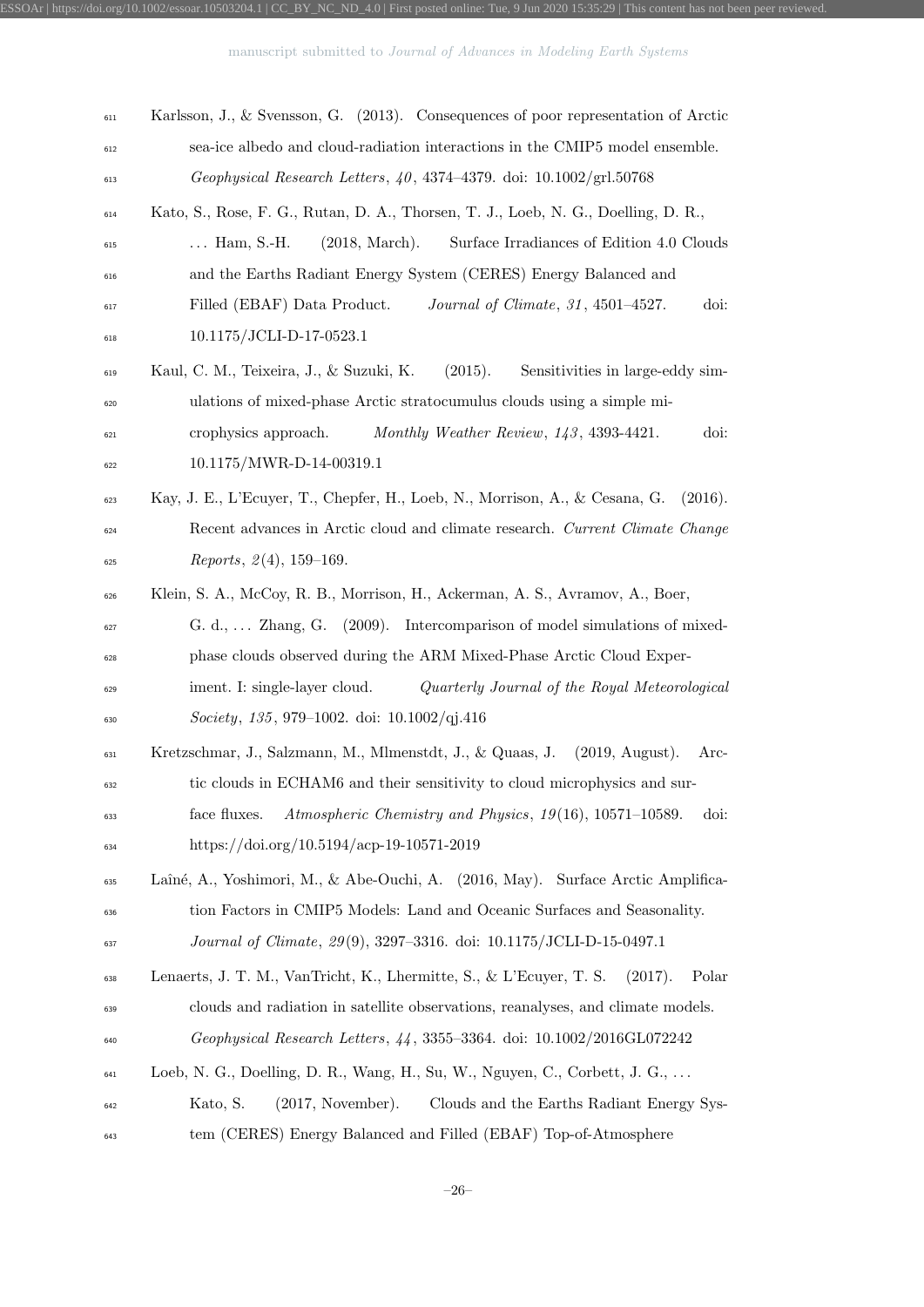Karlsson, J., & Svensson, G. (2013). Consequences of poor representation of Arctic sea-ice albedo and cloud-radiation interactions in the CMIP5 model ensemble. *Geophysical Research Letters*, *40*, 4374–4379. doi: 10.1002/grl.50768

Kato, S., Rose, F. G., Rutan, D. A., Thorsen, T. J., Loeb, N. G., Doelling, D. R., ... Ham, S.-H. (2018, March). Surface Irradiances of Edition 4.0 Clouds and the Earths Radiant Energy System (CERES) Energy Balanced and Filled (EBAF) Data Product. *Journal of Climate*, *31*, 4501–4527. doi: 10.1175/JCLI-D-17-0523.1

Kaul, C. M., Teixeira, J., & Suzuki, K. (2015). Sensitivities in large-eddy simulations of mixed-phase Arctic stratocumulus clouds using a simple microphysics approach. *Monthly Weather Review*, *143*, 4393-4421. doi: 10.1175/MWR-D-14-00319.1

Kay, J. E., L'Ecuyer, T., Chepfer, H., Loeb, N., Morrison, A., & Cesana, G. (2016). Recent advances in Arctic cloud and climate research. *Current Climate Change Reports*, *2*(4), 159–169.

Klein, S. A., McCoy, R. B., Morrison, H., Ackerman, A. S., Avramov, A., Boer, G. d., ... Zhang, G. (2009). Intercomparison of model simulations of mixed-phase clouds observed during the ARM Mixed-Phase Arctic Cloud Experiment. I: single-layer cloud. *Quarterly Journal of the Royal Meteorological Society*, *135*, 979–1002. doi: 10.1002/qj.416

Kretzschmar, J., Salzmann, M., Mlmenstdt, J., & Quaas, J. (2019, August). Arctic clouds in ECHAM6 and their sensitivity to cloud microphysics and surface fluxes. *Atmospheric Chemistry and Physics*, *19*(16), 10571–10589. doi: https://doi.org/10.5194/acp-19-10571-2019

Laîné, A., Yoshimori, M., & Abe-Ouchi, A. (2016, May). Surface Arctic Amplification Factors in CMIP5 Models: Land and Oceanic Surfaces and Seasonality. *Journal of Climate*, *29*(9), 3297–3316. doi: 10.1175/JCLI-D-15-0497.1

Lenaerts, J. T. M., VanTricht, K., Lhermitte, S., & L'Ecuyer, T. S. (2017). Polar clouds and radiation in satellite observations, reanalyses, and climate models. *Geophysical Research Letters*, *44*, 3355–3364. doi: 10.1002/2016GL072242

Loeb, N. G., Doelling, D. R., Wang, H., Su, W., Nguyen, C., Corbett, J. G., ... Kato, S. (2017, November). Clouds and the Earths Radiant Energy System (CERES) Energy Balanced and Filled (EBAF) Top-of-Atmosphere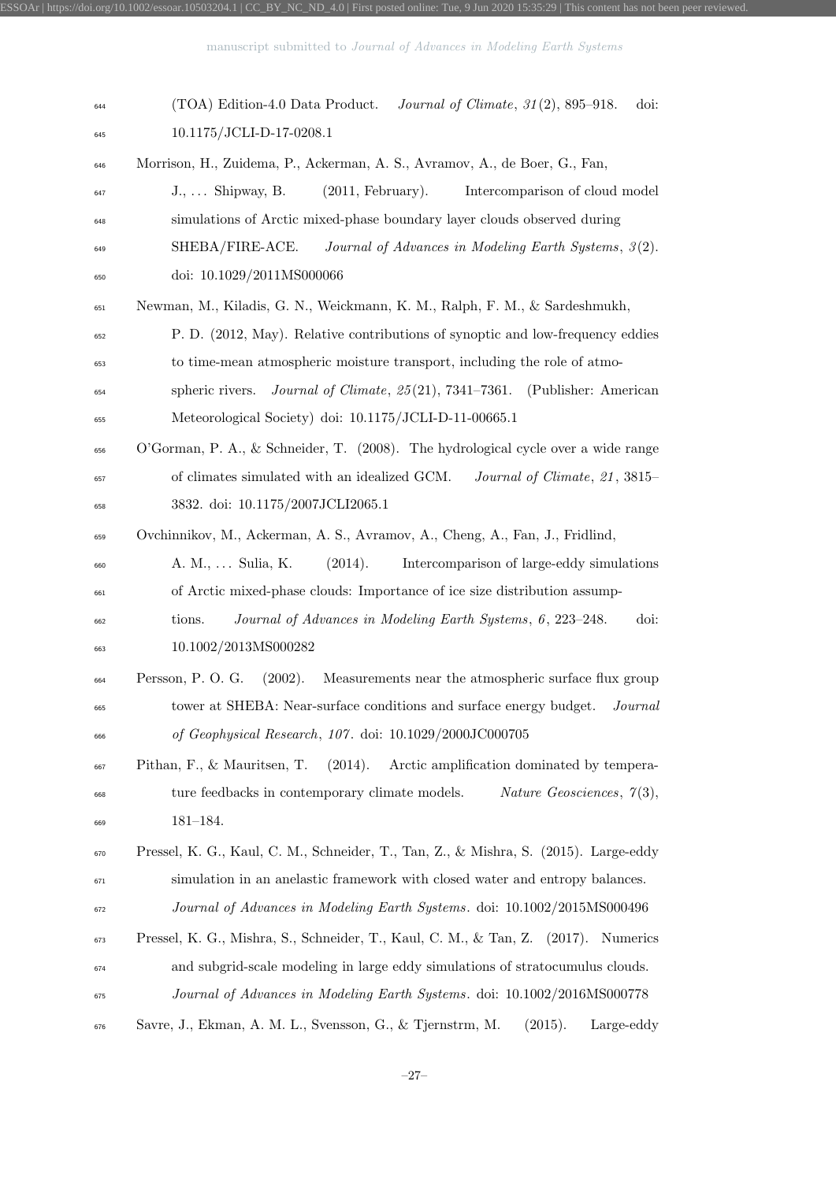(TOA) Edition-4.0 Data Product. *Journal of Climate*, *31*(2), 895–918. doi: 10.1175/JCLI-D-17-0208.1

Morrison, H., Zuidema, P., Ackerman, A. S., Avramov, A., de Boer, G., Fan, J., ... Shipway, B. (2011, February). Intercomparison of cloud model simulations of Arctic mixed-phase boundary layer clouds observed during SHEBA/FIRE-ACE. *Journal of Advances in Modeling Earth Systems*, *3*(2). doi: 10.1029/2011MS000066

Newman, M., Kiladis, G. N., Weickmann, K. M., Ralph, F. M., & Sardeshmukh, P. D. (2012, May). Relative contributions of synoptic and low-frequency eddies to time-mean atmospheric moisture transport, including the role of atmospheric rivers. *Journal of Climate*, *25*(21), 7341–7361. (Publisher: American Meteorological Society) doi: 10.1175/JCLI-D-11-00665.1

O'Gorman, P. A., & Schneider, T. (2008). The hydrological cycle over a wide range of climates simulated with an idealized GCM. *Journal of Climate*, *21*, 3815–3832. doi: 10.1175/2007JCLI2065.1

Ovchinnikov, M., Ackerman, A. S., Avramov, A., Cheng, A., Fan, J., Fridlind, A. M., ... Sulia, K. (2014). Intercomparison of large-eddy simulations of Arctic mixed-phase clouds: Importance of ice size distribution assumptions. *Journal of Advances in Modeling Earth Systems*, *6*, 223–248. doi: 10.1002/2013MS000282

Persson, P. O. G. (2002). Measurements near the atmospheric surface flux group tower at SHEBA: Near-surface conditions and surface energy budget. *Journal of Geophysical Research*, *107*. doi: 10.1029/2000JC000705

Pithan, F., & Mauritsen, T. (2014). Arctic amplification dominated by temperature feedbacks in contemporary climate models. *Nature Geosciences*, *7*(3), 181–184.

Pressel, K. G., Kaul, C. M., Schneider, T., Tan, Z., & Mishra, S. (2015). Large-eddy simulation in an anelastic framework with closed water and entropy balances. *Journal of Advances in Modeling Earth Systems*. doi: 10.1002/2015MS000496

Pressel, K. G., Mishra, S., Schneider, T., Kaul, C. M., & Tan, Z. (2017). Numerics and subgrid-scale modeling in large eddy simulations of stratocumulus clouds. *Journal of Advances in Modeling Earth Systems*. doi: 10.1002/2016MS000778

Savre, J., Ekman, A. M. L., Svensson, G., & Tjernstrm, M. (2015). Large-eddy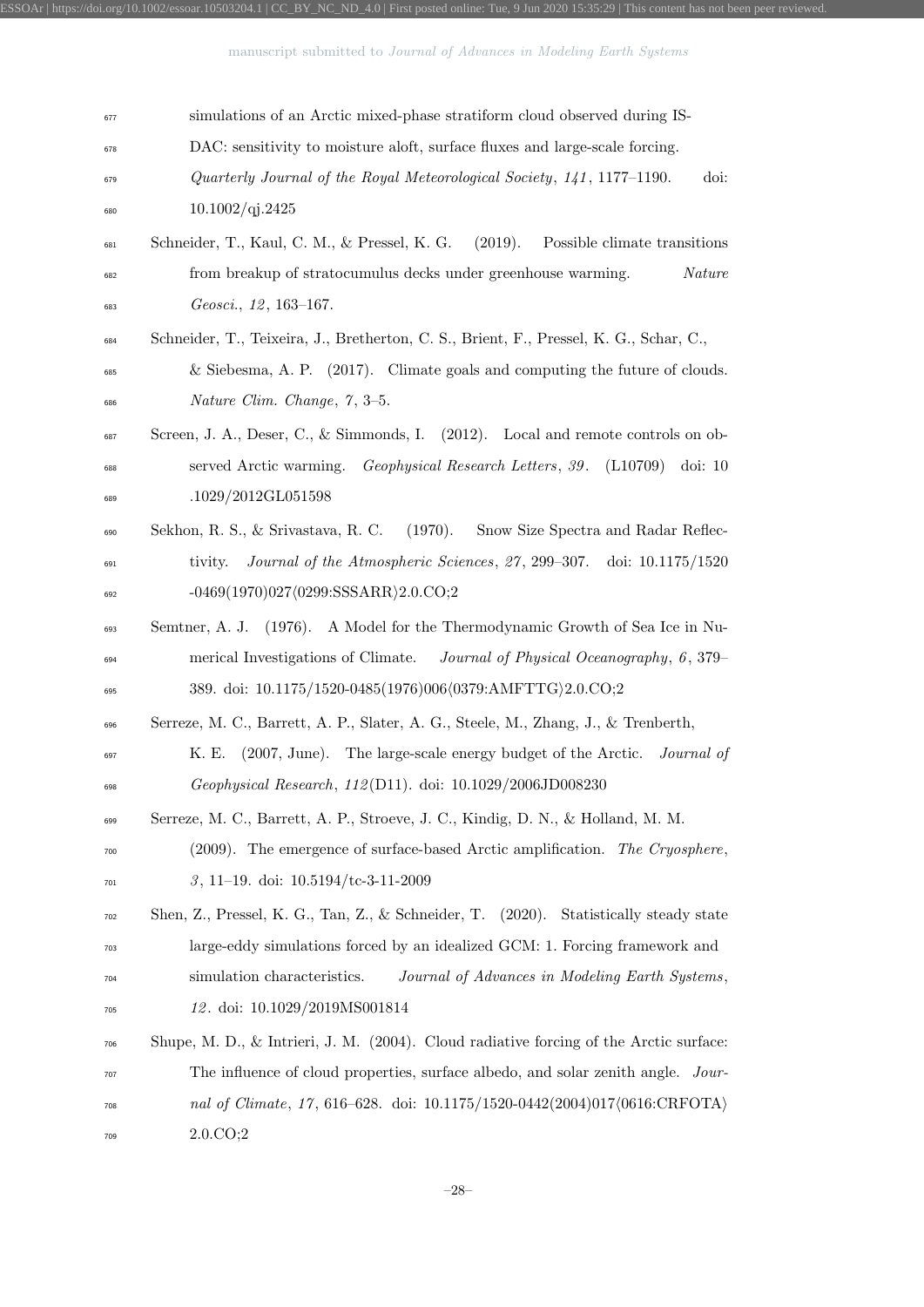simulations of an Arctic mixed-phase stratiform cloud observed during ISDAC: sensitivity to moisture aloft, surface fluxes and large-scale forcing. *Quarterly Journal of the Royal Meteorological Society*, *141*, 1177–1190. doi: 10.1002/qj.2425

Schneider, T., Kaul, C. M., & Pressel, K. G. (2019). Possible climate transitions from breakup of stratocumulus decks under greenhouse warming. *Nature Geosci.*, *12*, 163–167.

Schneider, T., Teixeira, J., Bretherton, C. S., Brient, F., Pressel, K. G., Schar, C., & Siebesma, A. P. (2017). Climate goals and computing the future of clouds. *Nature Clim. Change*, *7*, 3–5.

Screen, J. A., Deser, C., & Simmonds, I. (2012). Local and remote controls on observed Arctic warming. *Geophysical Research Letters*, *39*. (L10709) doi: 10.1029/2012GL051598

Sekhon, R. S., & Srivastava, R. C. (1970). Snow Size Spectra and Radar Reflectivity. *Journal of the Atmospheric Sciences*, *27*, 299–307. doi: 10.1175/1520-0469(1970)027⟨0299:SSSARR⟩2.0.CO;2

Semtner, A. J. (1976). A Model for the Thermodynamic Growth of Sea Ice in Numerical Investigations of Climate. *Journal of Physical Oceanography*, *6*, 379–389. doi: 10.1175/1520-0485(1976)006⟨0379:AMFTTG⟩2.0.CO;2

Serreze, M. C., Barrett, A. P., Slater, A. G., Steele, M., Zhang, J., & Trenberth, K. E. (2007, June). The large-scale energy budget of the Arctic. *Journal of Geophysical Research*, *112*(D11). doi: 10.1029/2006JD008230

Serreze, M. C., Barrett, A. P., Stroeve, J. C., Kindig, D. N., & Holland, M. M. (2009). The emergence of surface-based Arctic amplification. *The Cryosphere*, *3*, 11–19. doi: 10.5194/tc-3-11-2009

Shen, Z., Pressel, K. G., Tan, Z., & Schneider, T. (2020). Statistically steady state large-eddy simulations forced by an idealized GCM: 1. Forcing framework and simulation characteristics. *Journal of Advances in Modeling Earth Systems*, *12*. doi: 10.1029/2019MS001814

Shupe, M. D., & Intrieri, J. M. (2004). Cloud radiative forcing of the Arctic surface: The influence of cloud properties, surface albedo, and solar zenith angle. *Journal of Climate*, *17*, 616–628. doi: 10.1175/1520-0442(2004)017⟨0616:CRFOTA⟩2.0.CO;2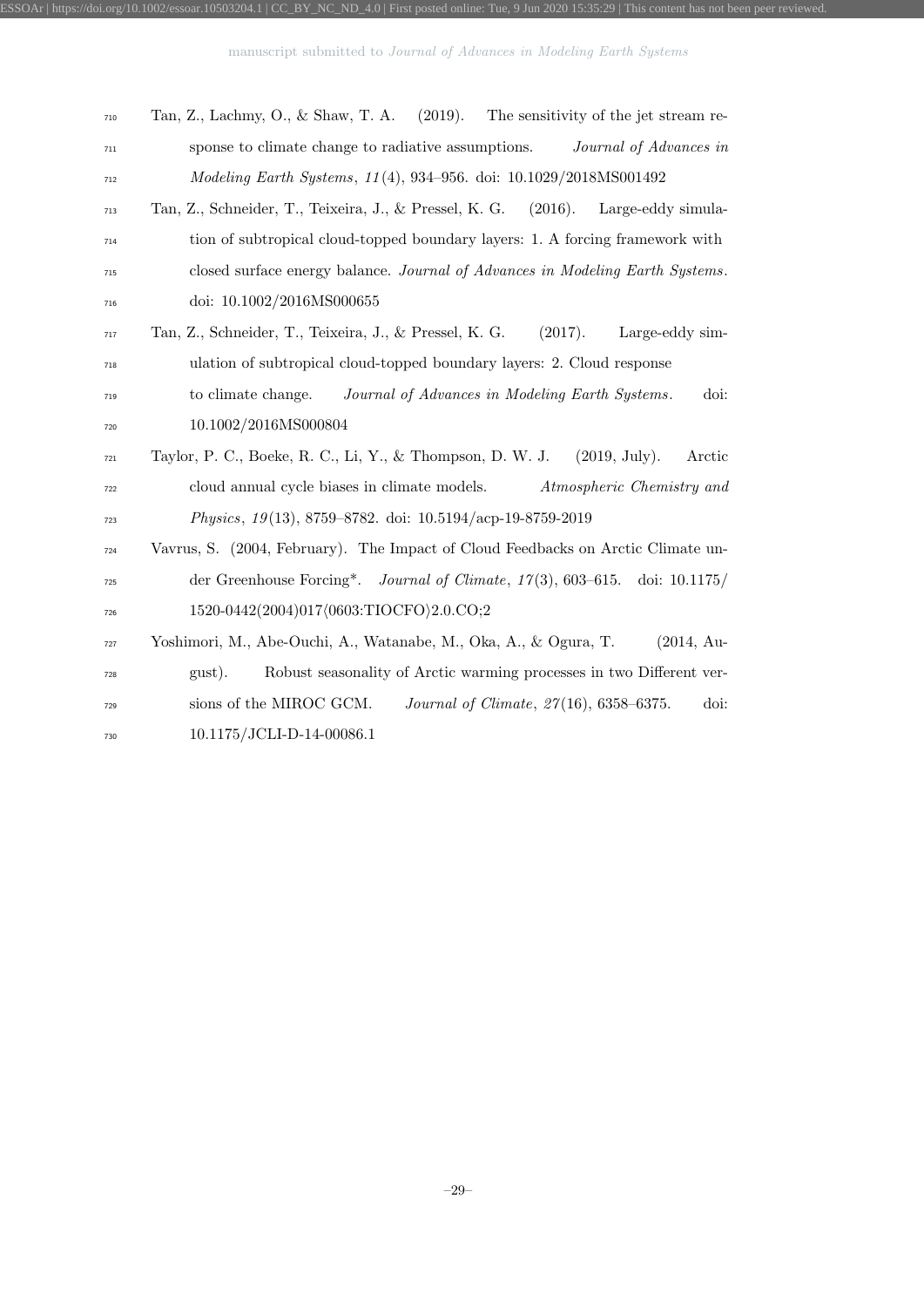Tan, Z., Lachmy, O., & Shaw, T. A. (2019). The sensitivity of the jet stream response to climate change to radiative assumptions. *Journal of Advances in Modeling Earth Systems*, *11*(4), 934–956. doi: 10.1029/2018MS001492

Tan, Z., Schneider, T., Teixeira, J., & Pressel, K. G. (2016). Large-eddy simulation of subtropical cloud-topped boundary layers: 1. A forcing framework with closed surface energy balance. *Journal of Advances in Modeling Earth Systems*. doi: 10.1002/2016MS000655

Tan, Z., Schneider, T., Teixeira, J., & Pressel, K. G. (2017). Large-eddy simulation of subtropical cloud-topped boundary layers: 2. Cloud response to climate change. *Journal of Advances in Modeling Earth Systems*. doi: 10.1002/2016MS000804

Taylor, P. C., Boeke, R. C., Li, Y., & Thompson, D. W. J. (2019, July). Arctic cloud annual cycle biases in climate models. *Atmospheric Chemistry and Physics*, *19*(13), 8759–8782. doi: 10.5194/acp-19-8759-2019

Vavrus, S. (2004, February). The Impact of Cloud Feedbacks on Arctic Climate under Greenhouse Forcing*. *Journal of Climate*, *17*(3), 603–615. doi: 10.1175/1520-0442(2004)017⟨0603:TIOCFO⟩2.0.CO;2

Yoshimori, M., Abe-Ouchi, A., Watanabe, M., Oka, A., & Ogura, T. (2014, August). Robust seasonality of Arctic warming processes in two Different versions of the MIROC GCM. *Journal of Climate*, *27*(16), 6358–6375. doi: 10.1175/JCLI-D-14-00086.1